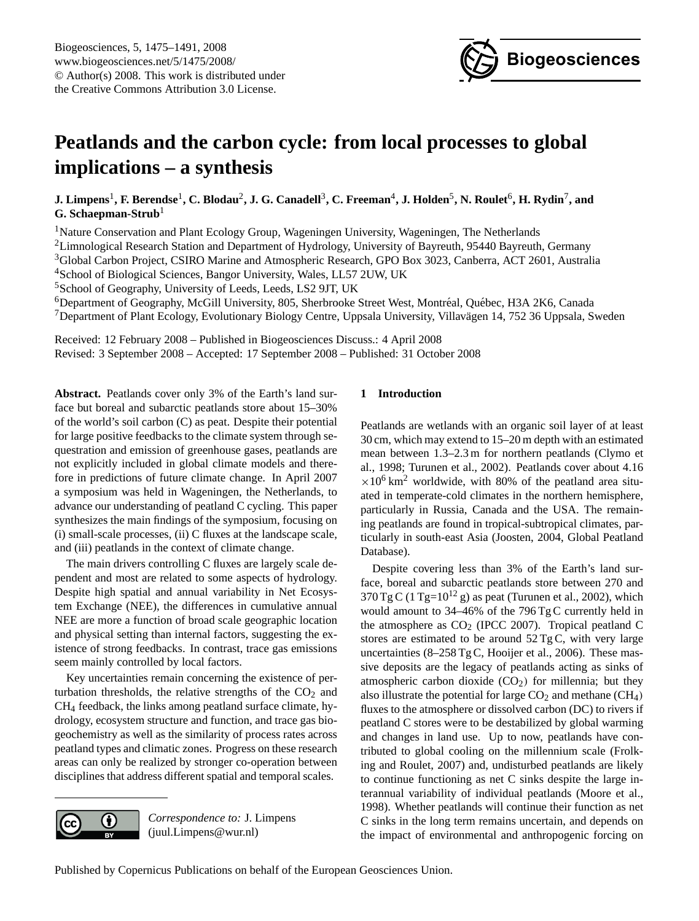# Peatlands and the carbon cycle: from local processes to global implications – a synthesis

**J. Limpens[1], F. Berendse[1], C. Blodau[2], J. G. Canadell[3], C. Freeman[4], J. Holden[5], N. Roulet[6], H. Rydin[7], and G. Schaepman-Strub[1]**

[1]Nature Conservation and Plant Ecology Group, Wageningen University, Wageningen, The Netherlands
[2]Limnological Research Station and Department of Hydrology, University of Bayreuth, 95440 Bayreuth, Germany
[3]Global Carbon Project, CSIRO Marine and Atmospheric Research, GPO Box 3023, Canberra, ACT 2601, Australia
[4]School of Biological Sciences, Bangor University, Wales, LL57 2UW, UK
[5]School of Geography, University of Leeds, Leeds, LS2 9JT, UK
[6]Department of Geography, McGill University, 805, Sherbrooke Street West, Montréal, Québec, H3A 2K6, Canada
[7]Department of Plant Ecology, Evolutionary Biology Centre, Uppsala University, Villavägen 14, 752 36 Uppsala, Sweden

Received: 12 February 2008 – Published in Biogeosciences Discuss.: 4 April 2008
Revised: 3 September 2008 – Accepted: 17 September 2008 – Published: 31 October 2008

**Abstract.** Peatlands cover only 3% of the Earth's land surface but boreal and subarctic peatlands store about 15–30% of the world's soil carbon (C) as peat. Despite their potential for large positive feedbacks to the climate system through sequestration and emission of greenhouse gases, peatlands are not explicitly included in global climate models and therefore in predictions of future climate change. In April 2007 a symposium was held in Wageningen, the Netherlands, to advance our understanding of peatland C cycling. This paper synthesizes the main findings of the symposium, focusing on (i) small-scale processes, (ii) C fluxes at the landscape scale, and (iii) peatlands in the context of climate change.

The main drivers controlling C fluxes are largely scale dependent and most are related to some aspects of hydrology. Despite high spatial and annual variability in Net Ecosystem Exchange (NEE), the differences in cumulative annual NEE are more a function of broad scale geographic location and physical setting than internal factors, suggesting the existence of strong feedbacks. In contrast, trace gas emissions seem mainly controlled by local factors.

Key uncertainties remain concerning the existence of perturbation thresholds, the relative strengths of the $CO_2$ and $CH_4$ feedback, the links among peatland surface climate, hydrology, ecosystem structure and function, and trace gas biogeochemistry as well as the similarity of process rates across peatland types and climatic zones. Progress on these research areas can only be realized by stronger co-operation between disciplines that address different spatial and temporal scales.

*Correspondence to:* J. Limpens (juul.Limpens@wur.nl)

## 1 Introduction

Peatlands are wetlands with an organic soil layer of at least 30 cm, which may extend to 15–20 m depth with an estimated mean between 1.3–2.3 m for northern peatlands (Clymo et al., 1998; Turunen et al., 2002). Peatlands cover about 4.16 $\times 10^6$ km$^2$ worldwide, with 80% of the peatland area situated in temperate-cold climates in the northern hemisphere, particularly in Russia, Canada and the USA. The remaining peatlands are found in tropical-subtropical climates, particularly in south-east Asia (Joosten, 2004, Global Peatland Database).

Despite covering less than 3% of the Earth's land surface, boreal and subarctic peatlands store between 270 and 370 Tg C (1 Tg=$10^{12}$ g) as peat (Turunen et al., 2002), which would amount to 34–46% of the 796 Tg C currently held in the atmosphere as $CO_2$ (IPCC 2007). Tropical peatland C stores are estimated to be around 52 Tg C, with very large uncertainties (8–258 Tg C, Hooijer et al., 2006). These massive deposits are the legacy of peatlands acting as sinks of atmospheric carbon dioxide ($CO_2$) for millennia; but they also illustrate the potential for large $CO_2$ and methane ($CH_4$) fluxes to the atmosphere or dissolved carbon (DC) to rivers if peatland C stores were to be destabilized by global warming and changes in land use. Up to now, peatlands have contributed to global cooling on the millennium scale (Frolking and Roulet, 2007) and, undisturbed peatlands are likely to continue functioning as net C sinks despite the large interannual variability of individual peatlands (Moore et al., 1998). Whether peatlands will continue their function as net C sinks in the long term remains uncertain, and depends on the impact of environmental and anthropogenic forcing on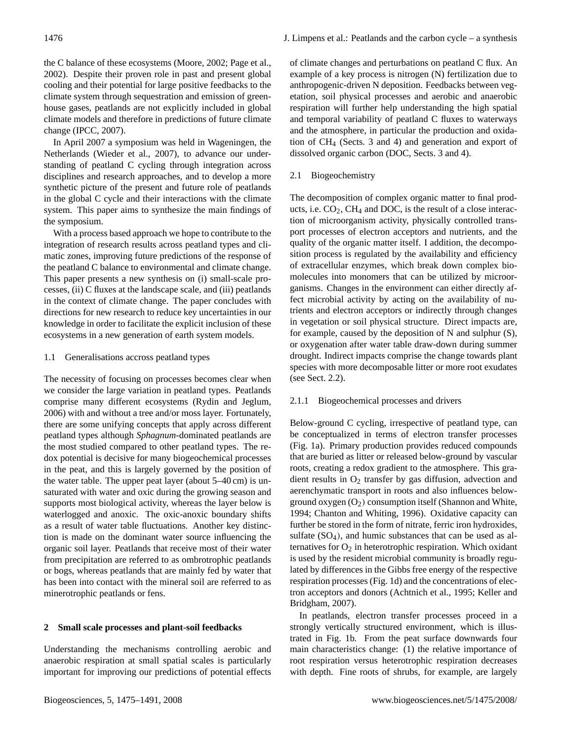the C balance of these ecosystems (Moore, 2002; Page et al., 2002). Despite their proven role in past and present global cooling and their potential for large positive feedbacks to the climate system through sequestration and emission of greenhouse gases, peatlands are not explicitly included in global climate models and therefore in predictions of future climate change (IPCC, 2007).

In April 2007 a symposium was held in Wageningen, the Netherlands (Wieder et al., 2007), to advance our understanding of peatland C cycling through integration across disciplines and research approaches, and to develop a more synthetic picture of the present and future role of peatlands in the global C cycle and their interactions with the climate system. This paper aims to synthesize the main findings of the symposium.

With a process based approach we hope to contribute to the integration of research results across peatland types and climatic zones, improving future predictions of the response of the peatland C balance to environmental and climate change. This paper presents a new synthesis on (i) small-scale processes, (ii) C fluxes at the landscape scale, and (iii) peatlands in the context of climate change. The paper concludes with directions for new research to reduce key uncertainties in our knowledge in order to facilitate the explicit inclusion of these ecosystems in a new generation of earth system models.

### 1.1 Generalisations accross peatland types

The necessity of focusing on processes becomes clear when we consider the large variation in peatland types. Peatlands comprise many different ecosystems (Rydin and Jeglum, 2006) with and without a tree and/or moss layer. Fortunately, there are some unifying concepts that apply across different peatland types although *Sphagnum*-dominated peatlands are the most studied compared to other peatland types. The redox potential is decisive for many biogeochemical processes in the peat, and this is largely governed by the position of the water table. The upper peat layer (about 5–40 cm) is unsaturated with water and oxic during the growing season and supports most biological activity, whereas the layer below is waterlogged and anoxic. The oxic-anoxic boundary shifts as a result of water table fluctuations. Another key distinction is made on the dominant water source influencing the organic soil layer. Peatlands that receive most of their water from precipitation are referred to as ombrotrophic peatlands or bogs, whereas peatlands that are mainly fed by water that has been into contact with the mineral soil are referred to as minerotrophic peatlands or fens.

## 2 Small scale processes and plant-soil feedbacks

Understanding the mechanisms controlling aerobic and anaerobic respiration at small spatial scales is particularly important for improving our predictions of potential effects of climate changes and perturbations on peatland C flux. An example of a key process is nitrogen (N) fertilization due to anthropogenic-driven N deposition. Feedbacks between vegetation, soil physical processes and aerobic and anaerobic respiration will further help understanding the high spatial and temporal variability of peatland C fluxes to waterways and the atmosphere, in particular the production and oxidation of $CH_4$ (Sects. 3 and 4) and generation and export of dissolved organic carbon (DOC, Sects. 3 and 4).

### 2.1 Biogeochemistry

The decomposition of complex organic matter to final products, i.e. $CO_2$, $CH_4$ and DOC, is the result of a close interaction of microorganism activity, physically controlled transport processes of electron acceptors and nutrients, and the quality of the organic matter itself. I addition, the decomposition process is regulated by the availability and efficiency of extracellular enzymes, which break down complex biomolecules into monomers that can be utilized by microorganisms. Changes in the environment can either directly affect microbial activity by acting on the availability of nutrients and electron acceptors or indirectly through changes in vegetation or soil physical structure. Direct impacts are, for example, caused by the deposition of N and sulphur (S), or oxygenation after water table draw-down during summer drought. Indirect impacts comprise the change towards plant species with more decomposable litter or more root exudates (see Sect. 2.2).

#### 2.1.1 Biogeochemical processes and drivers

Below-ground C cycling, irrespective of peatland type, can be conceptualized in terms of electron transfer processes (Fig. 1a). Primary production provides reduced compounds that are buried as litter or released below-ground by vascular roots, creating a redox gradient to the atmosphere. This gradient results in $O_2$ transfer by gas diffusion, advection and aerenchymatic transport in roots and also influences below-ground oxygen ($O_2$) consumption itself (Shannon and White, 1994; Chanton and Whiting, 1996). Oxidative capacity can further be stored in the form of nitrate, ferric iron hydroxides, sulfate ($SO_4$), and humic substances that can be used as alternatives for $O_2$ in heterotrophic respiration. Which oxidant is used by the resident microbial community is broadly regulated by differences in the Gibbs free energy of the respective respiration processes (Fig. 1d) and the concentrations of electron acceptors and donors (Achtnich et al., 1995; Keller and Bridgham, 2007).

In peatlands, electron transfer processes proceed in a strongly vertically structured environment, which is illustrated in Fig. 1b. From the peat surface downwards four main characteristics change: (1) the relative importance of root respiration versus heterotrophic respiration decreases with depth. Fine roots of shrubs, for example, are largely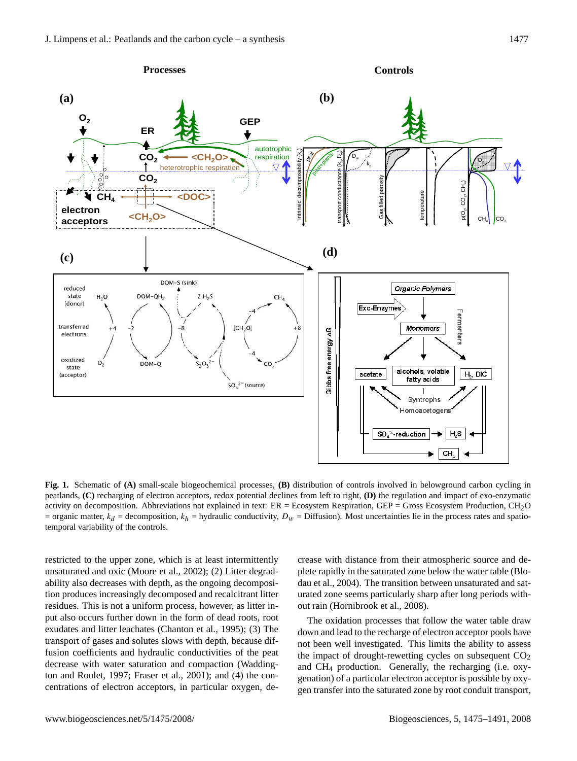**Fig. 1.** Schematic of **(A)** small-scale biogeochemical processes, **(B)** distribution of controls involved in belowground carbon cycling in peatlands, **(C)** recharging of electron acceptors, redox potential declines from left to right, **(D)** the regulation and impact of exo-enzymatic activity on decomposition. Abbreviations not explained in text: ER = Ecosystem Respiration, GEP = Gross Ecosystem Production, $CH_2O$ = organic matter, $k_d$ = decomposition, $k_h$ = hydraulic conductivity, $D_w$ = Diffusion). Most uncertainties lie in the process rates and spatio-temporal variability of the controls.

restricted to the upper zone, which is at least intermittently unsaturated and oxic (Moore et al., 2002); (2) Litter degradability also decreases with depth, as the ongoing decomposition produces increasingly decomposed and recalcitrant litter residues. This is not a uniform process, however, as litter input also occurs further down in the form of dead roots, root exudates and litter leachates (Chanton et al., 1995); (3) The transport of gases and solutes slows with depth, because diffusion coefficients and hydraulic conductivities of the peat decrease with water saturation and compaction (Waddington and Roulet, 1997; Fraser et al., 2001); and (4) the concentrations of electron acceptors, in particular oxygen, decrease with distance from their atmospheric source and deplete rapidly in the saturated zone below the water table (Blodau et al., 2004). The transition between unsaturated and saturated zone seems particularly sharp after long periods without rain (Hornibrook et al., 2008).

The oxidation processes that follow the water table draw down and lead to the recharge of electron acceptor pools have not been well investigated. This limits the ability to assess the impact of drought-rewetting cycles on subsequent $CO_2$ and $CH_4$ production. Generally, the recharging (i.e. oxygenation) of a particular electron acceptor is possible by oxygen transfer into the saturated zone by root conduit transport,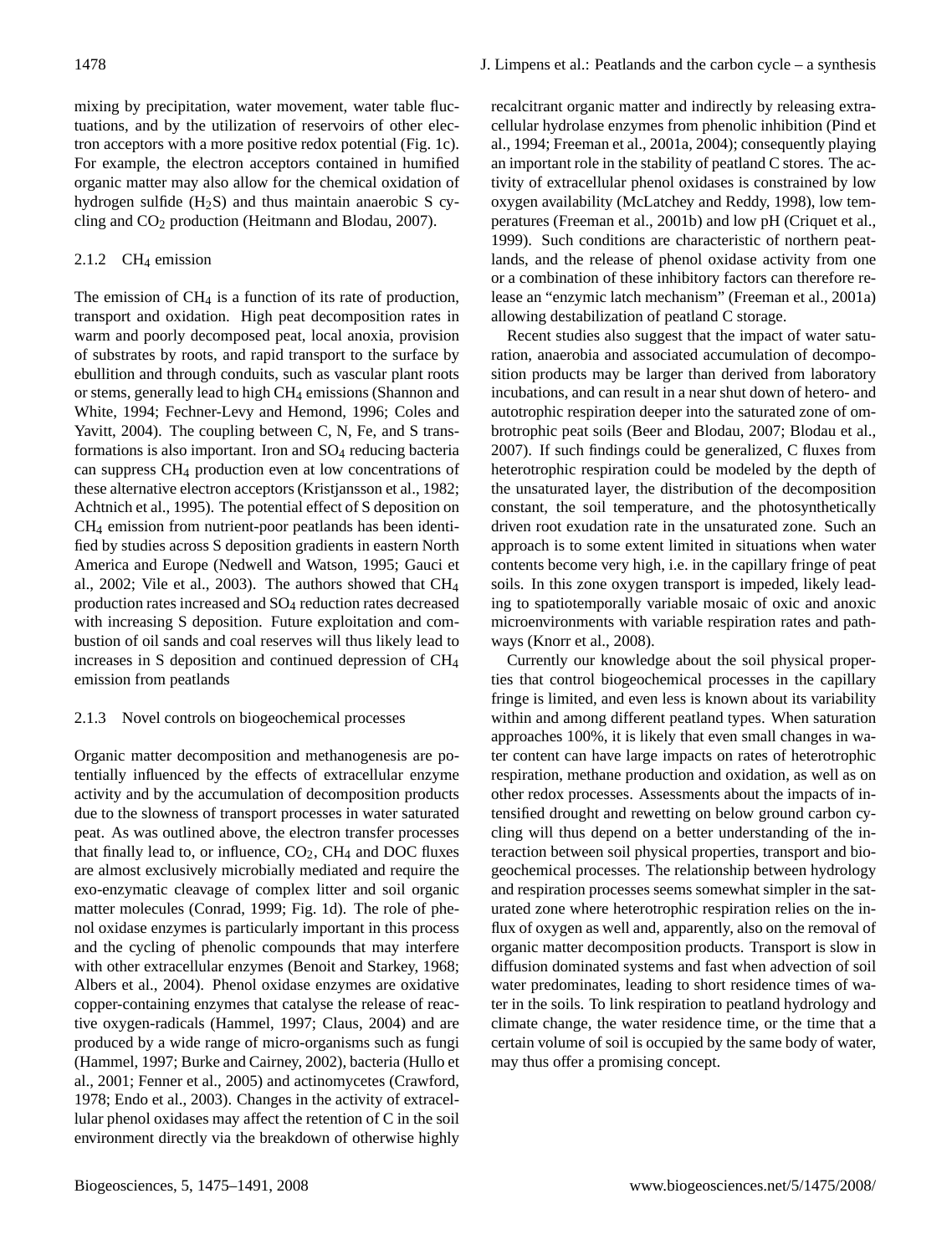mixing by precipitation, water movement, water table fluctuations, and by the utilization of reservoirs of other electron acceptors with a more positive redox potential (Fig. 1c). For example, the electron acceptors contained in humified organic matter may also allow for the chemical oxidation of hydrogen sulfide ($H_2S$) and thus maintain anaerobic S cycling and $CO_2$ production (Heitmann and Blodau, 2007).

### 2.1.2 $CH_4$ emission

The emission of $CH_4$ is a function of its rate of production, transport and oxidation. High peat decomposition rates in warm and poorly decomposed peat, local anoxia, provision of substrates by roots, and rapid transport to the surface by ebullition and through conduits, such as vascular plant roots or stems, generally lead to high $CH_4$ emissions (Shannon and White, 1994; Fechner-Levy and Hemond, 1996; Coles and Yavitt, 2004). The coupling between C, N, Fe, and S transformations is also important. Iron and $SO_4$ reducing bacteria can suppress $CH_4$ production even at low concentrations of these alternative electron acceptors (Kristjansson et al., 1982; Achtnich et al., 1995). The potential effect of S deposition on $CH_4$ emission from nutrient-poor peatlands has been identified by studies across S deposition gradients in eastern North America and Europe (Nedwell and Watson, 1995; Gauci et al., 2002; Vile et al., 2003). The authors showed that $CH_4$ production rates increased and $SO_4$ reduction rates decreased with increasing S deposition. Future exploitation and combustion of oil sands and coal reserves will thus likely lead to increases in S deposition and continued depression of $CH_4$ emission from peatlands

### 2.1.3 Novel controls on biogeochemical processes

Organic matter decomposition and methanogenesis are potentially influenced by the effects of extracellular enzyme activity and by the accumulation of decomposition products due to the slowness of transport processes in water saturated peat. As was outlined above, the electron transfer processes that finally lead to, or influence, $CO_2$, $CH_4$ and DOC fluxes are almost exclusively microbially mediated and require the exo-enzymatic cleavage of complex litter and soil organic matter molecules (Conrad, 1999; Fig. 1d). The role of phenol oxidase enzymes is particularly important in this process and the cycling of phenolic compounds that may interfere with other extracellular enzymes (Benoit and Starkey, 1968; Albers et al., 2004). Phenol oxidase enzymes are oxidative copper-containing enzymes that catalyse the release of reactive oxygen-radicals (Hammel, 1997; Claus, 2004) and are produced by a wide range of micro-organisms such as fungi (Hammel, 1997; Burke and Cairney, 2002), bacteria (Hullo et al., 2001; Fenner et al., 2005) and actinomycetes (Crawford, 1978; Endo et al., 2003). Changes in the activity of extracellular phenol oxidases may affect the retention of C in the soil environment directly via the breakdown of otherwise highly recalcitrant organic matter and indirectly by releasing extracellular hydrolase enzymes from phenolic inhibition (Pind et al., 1994; Freeman et al., 2001a, 2004); consequently playing an important role in the stability of peatland C stores. The activity of extracellular phenol oxidases is constrained by low oxygen availability (McLatchey and Reddy, 1998), low temperatures (Freeman et al., 2001b) and low pH (Criquet et al., 1999). Such conditions are characteristic of northern peatlands, and the release of phenol oxidase activity from one or a combination of these inhibitory factors can therefore release an "enzymic latch mechanism" (Freeman et al., 2001a) allowing destabilization of peatland C storage.

Recent studies also suggest that the impact of water saturation, anaerobia and associated accumulation of decomposition products may be larger than derived from laboratory incubations, and can result in a near shut down of hetero- and autotrophic respiration deeper into the saturated zone of ombrotrophic peat soils (Beer and Blodau, 2007; Blodau et al., 2007). If such findings could be generalized, C fluxes from heterotrophic respiration could be modeled by the depth of the unsaturated layer, the distribution of the decomposition constant, the soil temperature, and the photosynthetically driven root exudation rate in the unsaturated zone. Such an approach is to some extent limited in situations when water contents become very high, i.e. in the capillary fringe of peat soils. In this zone oxygen transport is impeded, likely leading to spatiotemporally variable mosaic of oxic and anoxic microenvironments with variable respiration rates and pathways (Knorr et al., 2008).

Currently our knowledge about the soil physical properties that control biogeochemical processes in the capillary fringe is limited, and even less is known about its variability within and among different peatland types. When saturation approaches 100%, it is likely that even small changes in water content can have large impacts on rates of heterotrophic respiration, methane production and oxidation, as well as on other redox processes. Assessments about the impacts of intensified drought and rewetting on below ground carbon cycling will thus depend on a better understanding of the interaction between soil physical properties, transport and biogeochemical processes. The relationship between hydrology and respiration processes seems somewhat simpler in the saturated zone where heterotrophic respiration relies on the influx of oxygen as well and, apparently, also on the removal of organic matter decomposition products. Transport is slow in diffusion dominated systems and fast when advection of soil water predominates, leading to short residence times of water in the soils. To link respiration to peatland hydrology and climate change, the water residence time, or the time that a certain volume of soil is occupied by the same body of water, may thus offer a promising concept.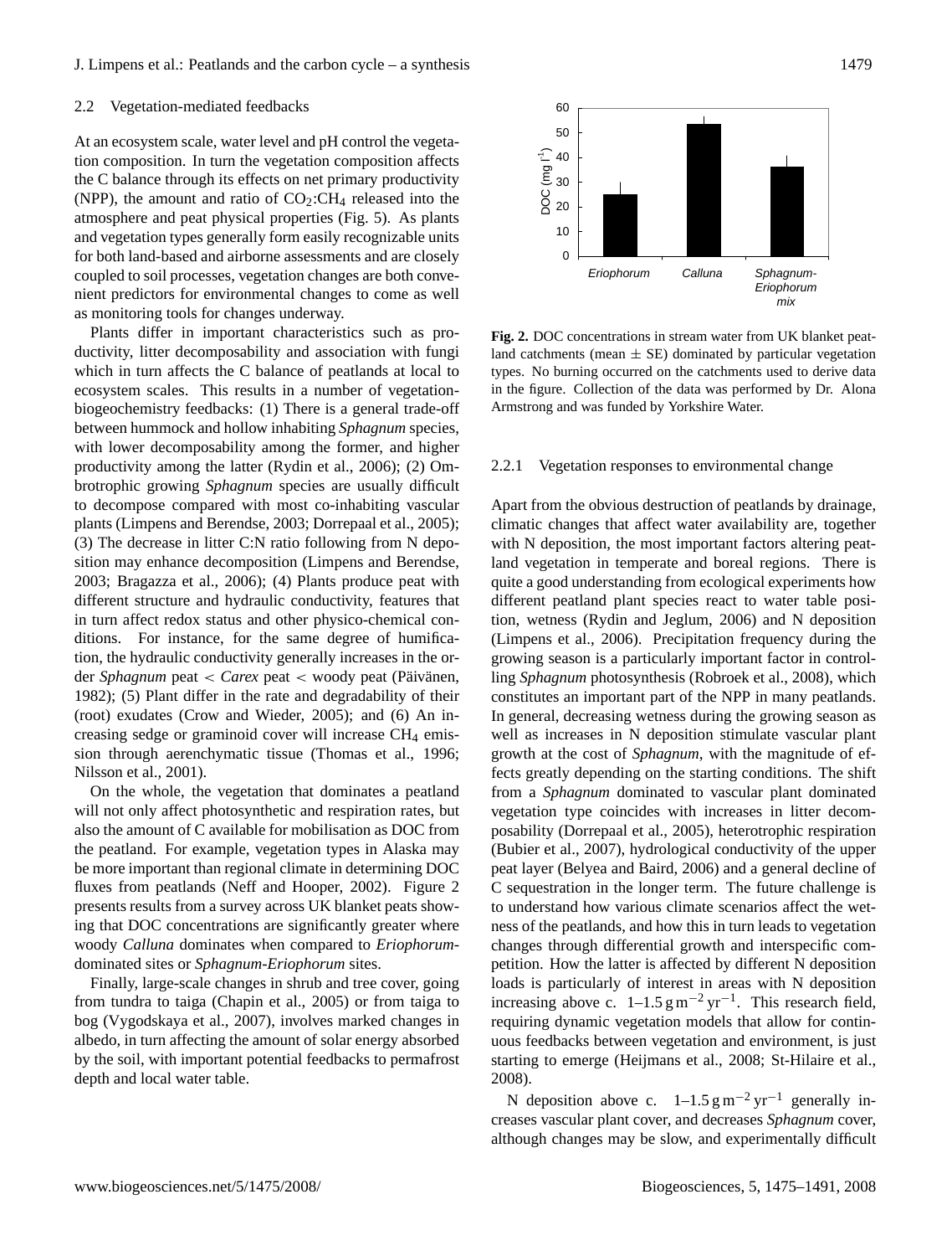### 2.2 Vegetation-mediated feedbacks

At an ecosystem scale, water level and pH control the vegetation composition. In turn the vegetation composition affects the C balance through its effects on net primary productivity (NPP), the amount and ratio of $CO_2$:$CH_4$ released into the atmosphere and peat physical properties (Fig. 5). As plants and vegetation types generally form easily recognizable units for both land-based and airborne assessments and are closely coupled to soil processes, vegetation changes are both convenient predictors for environmental changes to come as well as monitoring tools for changes underway.

Plants differ in important characteristics such as productivity, litter decomposability and association with fungi which in turn affects the C balance of peatlands at local to ecosystem scales. This results in a number of vegetation-biogeochemistry feedbacks: (1) There is a general trade-off between hummock and hollow inhabiting *Sphagnum* species, with lower decomposability among the former, and higher productivity among the latter (Rydin et al., 2006); (2) Ombrotrophic growing *Sphagnum* species are usually difficult to decompose compared with most co-inhabiting vascular plants (Limpens and Berendse, 2003; Dorrepaal et al., 2005); (3) The decrease in litter C:N ratio following from N deposition may enhance decomposition (Limpens and Berendse, 2003; Bragazza et al., 2006); (4) Plants produce peat with different structure and hydraulic conductivity, features that in turn affect redox status and other physico-chemical conditions. For instance, for the same degree of humification, the hydraulic conductivity generally increases in the order *Sphagnum* peat < *Carex* peat < woody peat (Päivänen, 1982); (5) Plant differ in the rate and degradability of their (root) exudates (Crow and Wieder, 2005); and (6) An increasing sedge or graminoid cover will increase $CH_4$ emission through aerenchymatic tissue (Thomas et al., 1996; Nilsson et al., 2001).

On the whole, the vegetation that dominates a peatland will not only affect photosynthetic and respiration rates, but also the amount of C available for mobilisation as DOC from the peatland. For example, vegetation types in Alaska may be more important than regional climate in determining DOC fluxes from peatlands (Neff and Hooper, 2002). Figure 2 presents results from a survey across UK blanket peats showing that DOC concentrations are significantly greater where woody *Calluna* dominates when compared to *Eriophorum*-dominated sites or *Sphagnum-Eriophorum* sites.

Finally, large-scale changes in shrub and tree cover, going from tundra to taiga (Chapin et al., 2005) or from taiga to bog (Vygodskaya et al., 2007), involves marked changes in albedo, in turn affecting the amount of solar energy absorbed by the soil, with important potential feedbacks to permafrost depth and local water table.

**Fig. 2.** DOC concentrations in stream water from UK blanket peatland catchments (mean ± SE) dominated by particular vegetation types. No burning occurred on the catchments used to derive data in the figure. Collection of the data was performed by Dr. Alona Armstrong and was funded by Yorkshire Water.

#### 2.2.1 Vegetation responses to environmental change

Apart from the obvious destruction of peatlands by drainage, climatic changes that affect water availability are, together with N deposition, the most important factors altering peatland vegetation in temperate and boreal regions. There is quite a good understanding from ecological experiments how different peatland plant species react to water table position, wetness (Rydin and Jeglum, 2006) and N deposition (Limpens et al., 2006). Precipitation frequency during the growing season is a particularly important factor in controlling *Sphagnum* photosynthesis (Robroek et al., 2008), which constitutes an important part of the NPP in many peatlands. In general, decreasing wetness during the growing season as well as increases in N deposition stimulate vascular plant growth at the cost of *Sphagnum*, with the magnitude of effects greatly depending on the starting conditions. The shift from a *Sphagnum* dominated to vascular plant dominated vegetation type coincides with increases in litter decomposability (Dorrepaal et al., 2005), heterotrophic respiration (Bubier et al., 2007), hydrological conductivity of the upper peat layer (Belyea and Baird, 2006) and a general decline of C sequestration in the longer term. The future challenge is to understand how various climate scenarios affect the wetness of the peatlands, and how this in turn leads to vegetation changes through differential growth and interspecific competition. How the latter is affected by different N deposition loads is particularly of interest in areas with N deposition increasing above c. 1–1.5 $g\,m^{-2}\,yr^{-1}$. This research field, requiring dynamic vegetation models that allow for continuous feedbacks between vegetation and environment, is just starting to emerge (Heijmans et al., 2008; St-Hilaire et al., 2008).

N deposition above c. 1–1.5 $g\,m^{-2}\,yr^{-1}$ generally increases vascular plant cover, and decreases *Sphagnum* cover, although changes may be slow, and experimentally difficult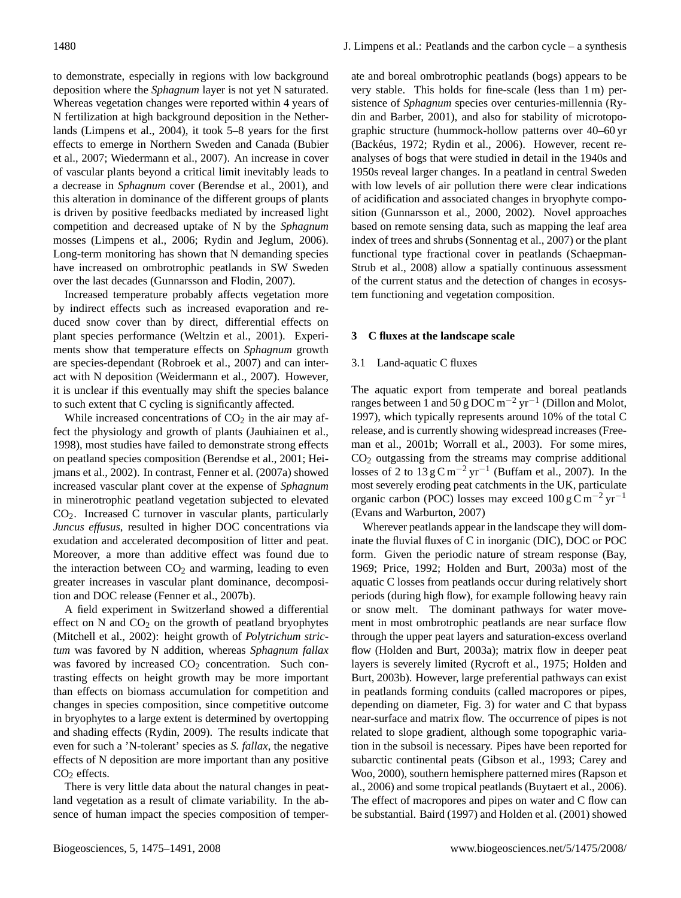to demonstrate, especially in regions with low background deposition where the *Sphagnum* layer is not yet N saturated. Whereas vegetation changes were reported within 4 years of N fertilization at high background deposition in the Netherlands (Limpens et al., 2004), it took 5–8 years for the first effects to emerge in Northern Sweden and Canada (Bubier et al., 2007; Wiedermann et al., 2007). An increase in cover of vascular plants beyond a critical limit inevitably leads to a decrease in *Sphagnum* cover (Berendse et al., 2001), and this alteration in dominance of the different groups of plants is driven by positive feedbacks mediated by increased light competition and decreased uptake of N by the *Sphagnum* mosses (Limpens et al., 2006; Rydin and Jeglum, 2006). Long-term monitoring has shown that N demanding species have increased on ombrotrophic peatlands in SW Sweden over the last decades (Gunnarsson and Flodin, 2007).

Increased temperature probably affects vegetation more by indirect effects such as increased evaporation and reduced snow cover than by direct, differential effects on plant species performance (Weltzin et al., 2001). Experiments show that temperature effects on *Sphagnum* growth are species-dependant (Robroek et al., 2007) and can interact with N deposition (Weidermann et al., 2007). However, it is unclear if this eventually may shift the species balance to such extent that C cycling is significantly affected.

While increased concentrations of $CO_2$ in the air may affect the physiology and growth of plants (Jauhiainen et al., 1998), most studies have failed to demonstrate strong effects on peatland species composition (Berendse et al., 2001; Heijmans et al., 2002). In contrast, Fenner et al. (2007a) showed increased vascular plant cover at the expense of *Sphagnum* in minerotrophic peatland vegetation subjected to elevated $CO_2$. Increased C turnover in vascular plants, particularly *Juncus effusus*, resulted in higher DOC concentrations via exudation and accelerated decomposition of litter and peat. Moreover, a more than additive effect was found due to the interaction between $CO_2$ and warming, leading to even greater increases in vascular plant dominance, decomposition and DOC release (Fenner et al., 2007b).

A field experiment in Switzerland showed a differential effect on N and $CO_2$ on the growth of peatland bryophytes (Mitchell et al., 2002): height growth of *Polytrichum strictum* was favored by N addition, whereas *Sphagnum fallax* was favored by increased $CO_2$ concentration. Such contrasting effects on height growth may be more important than effects on biomass accumulation for competition and changes in species composition, since competitive outcome in bryophytes to a large extent is determined by overtopping and shading effects (Rydin, 2009). The results indicate that even for such a 'N-tolerant' species as *S. fallax*, the negative effects of N deposition are more important than any positive $CO_2$ effects.

There is very little data about the natural changes in peatland vegetation as a result of climate variability. In the absence of human impact the species composition of temperate and boreal ombrotrophic peatlands (bogs) appears to be very stable. This holds for fine-scale (less than 1 m) persistence of *Sphagnum* species over centuries-millennia (Rydin and Barber, 2001), and also for stability of microtopographic structure (hummock-hollow patterns over 40–60 yr (Backéus, 1972; Rydin et al., 2006). However, recent reanalyses of bogs that were studied in detail in the 1940s and 1950s reveal larger changes. In a peatland in central Sweden with low levels of air pollution there were clear indications of acidification and associated changes in bryophyte composition (Gunnarsson et al., 2000, 2002). Novel approaches based on remote sensing data, such as mapping the leaf area index of trees and shrubs (Sonnentag et al., 2007) or the plant functional type fractional cover in peatlands (Schaepman-Strub et al., 2008) allow a spatially continuous assessment of the current status and the detection of changes in ecosystem functioning and vegetation composition.

## 3 C fluxes at the landscape scale

### 3.1 Land-aquatic C fluxes

The aquatic export from temperate and boreal peatlands ranges between 1 and 50 g DOC $m^{-2}$ $yr^{-1}$ (Dillon and Molot, 1997), which typically represents around 10% of the total C release, and is currently showing widespread increases (Freeman et al., 2001b; Worrall et al., 2003). For some mires, $CO_2$ outgassing from the streams may comprise additional losses of 2 to 13 g C $m^{-2}$ $yr^{-1}$ (Buffam et al., 2007). In the most severely eroding peat catchments in the UK, particulate organic carbon (POC) losses may exceed 100 g C $m^{-2}$ $yr^{-1}$ (Evans and Warburton, 2007)

Wherever peatlands appear in the landscape they will dominate the fluvial fluxes of C in inorganic (DIC), DOC or POC form. Given the periodic nature of stream response (Bay, 1969; Price, 1992; Holden and Burt, 2003a) most of the aquatic C losses from peatlands occur during relatively short periods (during high flow), for example following heavy rain or snow melt. The dominant pathways for water movement in most ombrotrophic peatlands are near surface flow through the upper peat layers and saturation-excess overland flow (Holden and Burt, 2003a); matrix flow in deeper peat layers is severely limited (Rycroft et al., 1975; Holden and Burt, 2003b). However, large preferential pathways can exist in peatlands forming conduits (called macropores or pipes, depending on diameter, Fig. 3) for water and C that bypass near-surface and matrix flow. The occurrence of pipes is not related to slope gradient, although some topographic variation in the subsoil is necessary. Pipes have been reported for subarctic continental peats (Gibson et al., 1993; Carey and Woo, 2000), southern hemisphere patterned mires (Rapson et al., 2006) and some tropical peatlands (Buytaert et al., 2006). The effect of macropores and pipes on water and C flow can be substantial. Baird (1997) and Holden et al. (2001) showed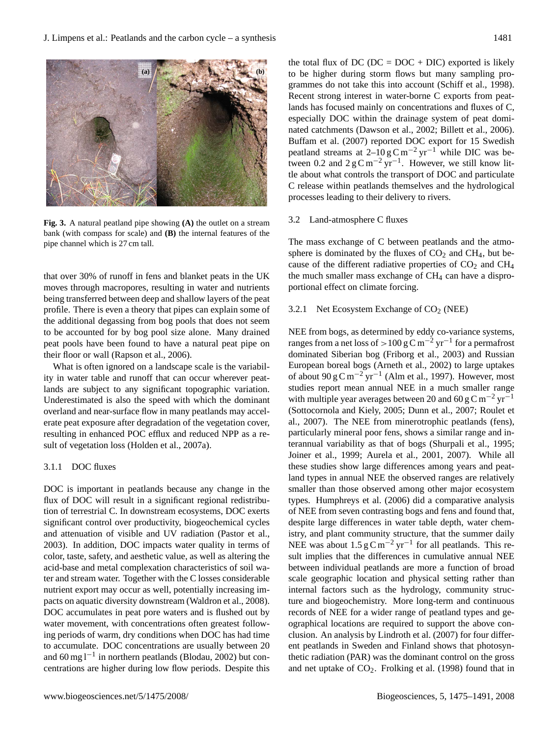**Fig. 3.** A natural peatland pipe showing **(A)** the outlet on a stream bank (with compass for scale) and **(B)** the internal features of the pipe channel which is 27 cm tall.

that over 30% of runoff in fens and blanket peats in the UK moves through macropores, resulting in water and nutrients being transferred between deep and shallow layers of the peat profile. There is even a theory that pipes can explain some of the additional degassing from bog pools that does not seem to be accounted for by bog pool size alone. Many drained peat pools have been found to have a natural peat pipe on their floor or wall (Rapson et al., 2006).

What is often ignored on a landscape scale is the variability in water table and runoff that can occur wherever peatlands are subject to any significant topographic variation. Underestimated is also the speed with which the dominant overland and near-surface flow in many peatlands may accelerate peat exposure after degradation of the vegetation cover, resulting in enhanced POC efflux and reduced NPP as a result of vegetation loss (Holden et al., 2007a).

#### 3.1.1 DOC fluxes

DOC is important in peatlands because any change in the flux of DOC will result in a significant regional redistribution of terrestrial C. In downstream ecosystems, DOC exerts significant control over productivity, biogeochemical cycles and attenuation of visible and UV radiation (Pastor et al., 2003). In addition, DOC impacts water quality in terms of color, taste, safety, and aesthetic value, as well as altering the acid-base and metal complexation characteristics of soil water and stream water. Together with the C losses considerable nutrient export may occur as well, potentially increasing impacts on aquatic diversity downstream (Waldron et al., 2008). DOC accumulates in peat pore waters and is flushed out by water movement, with concentrations often greatest following periods of warm, dry conditions when DOC has had time to accumulate. DOC concentrations are usually between 20 and 60 mg $l^{-1}$ in northern peatlands (Blodau, 2002) but concentrations are higher during low flow periods. Despite this the total flux of DC (DC = DOC + DIC) exported is likely to be higher during storm flows but many sampling programmes do not take this into account (Schiff et al., 1998). Recent strong interest in water-borne C exports from peatlands has focused mainly on concentrations and fluxes of C, especially DOC within the drainage system of peat dominated catchments (Dawson et al., 2002; Billett et al., 2006). Buffam et al. (2007) reported DOC export for 15 Swedish peatland streams at 2–10 g C $m^{-2}$ $yr^{-1}$ while DIC was between 0.2 and 2 g C $m^{-2}$ $yr^{-1}$. However, we still know little about what controls the transport of DOC and particulate C release within peatlands themselves and the hydrological processes leading to their delivery to rivers.

### 3.2 Land-atmosphere C fluxes

The mass exchange of C between peatlands and the atmosphere is dominated by the fluxes of $CO_2$ and $CH_4$, but because of the different radiative properties of $CO_2$ and $CH_4$ the much smaller mass exchange of $CH_4$ can have a disproportional effect on climate forcing.

#### 3.2.1 Net Ecosystem Exchange of $CO_2$ (NEE)

NEE from bogs, as determined by eddy co-variance systems, ranges from a net loss of $>100$ g C $m^{-2}$ $yr^{-1}$ for a permafrost dominated Siberian bog (Friborg et al., 2003) and Russian European boreal bogs (Arneth et al., 2002) to large uptakes of about 90 g C $m^{-2}$ $yr^{-1}$ (Alm et al., 1997). However, most studies report mean annual NEE in a much smaller range with multiple year averages between 20 and 60 g C $m^{-2}$ $yr^{-1}$ (Sottocornola and Kiely, 2005; Dunn et al., 2007; Roulet et al., 2007). The NEE from minerotrophic peatlands (fens), particularly mineral poor fens, shows a similar range and interannual variability as that of bogs (Shurpali et al., 1995; Joiner et al., 1999; Aurela et al., 2001, 2007). While all these studies show large differences among years and peatland types in annual NEE the observed ranges are relatively smaller than those observed among other major ecosystem types. Humphreys et al. (2006) did a comparative analysis of NEE from seven contrasting bogs and fens and found that, despite large differences in water table depth, water chemistry, and plant community structure, that the summer daily NEE was about 1.5 g C $m^{-2}$ $yr^{-1}$ for all peatlands. This result implies that the differences in cumulative annual NEE between individual peatlands are more a function of broad scale geographic location and physical setting rather than internal factors such as the hydrology, community structure and biogeochemistry. More long-term and continuous records of NEE for a wider range of peatland types and geographical locations are required to support the above conclusion. An analysis by Lindroth et al. (2007) for four different peatlands in Sweden and Finland shows that photosynthetic radiation (PAR) was the dominant control on the gross and net uptake of $CO_2$. Frolking et al. (1998) found that in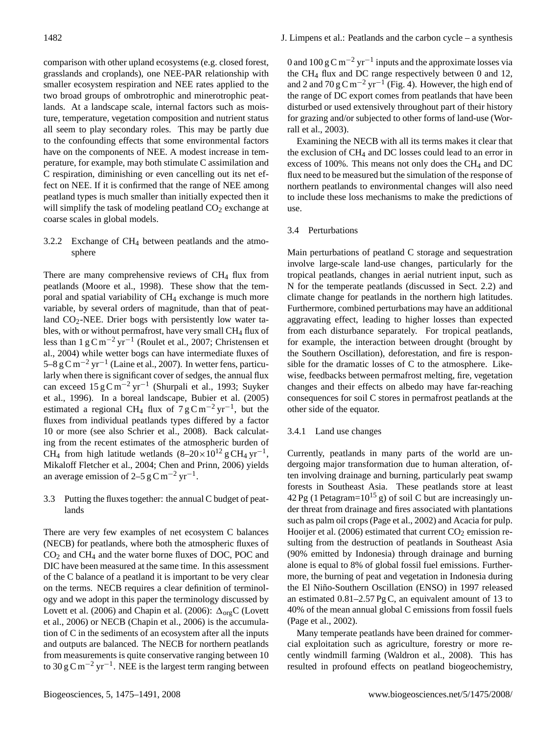comparison with other upland ecosystems (e.g. closed forest, grasslands and croplands), one NEE-PAR relationship with smaller ecosystem respiration and NEE rates applied to the two broad groups of ombrotrophic and minerotrophic peatlands. At a landscape scale, internal factors such as moisture, temperature, vegetation composition and nutrient status all seem to play secondary roles. This may be partly due to the confounding effects that some environmental factors have on the components of NEE. A modest increase in temperature, for example, may both stimulate C assimilation and C respiration, diminishing or even cancelling out its net effect on NEE. If it is confirmed that the range of NEE among peatland types is much smaller than initially expected then it will simplify the task of modeling peatland $CO_2$ exchange at coarse scales in global models.

#### 3.2.2 Exchange of $CH_4$ between peatlands and the atmosphere

There are many comprehensive reviews of $CH_4$ flux from peatlands (Moore et al., 1998). These show that the temporal and spatial variability of $CH_4$ exchange is much more variable, by several orders of magnitude, than that of peatland $CO_2$-NEE. Drier bogs with persistently low water tables, with or without permafrost, have very small $CH_4$ flux of less than $1\,\mathrm{g\,C\,m^{-2}\,yr^{-1}}$ (Roulet et al., 2007; Christensen et al., 2004) while wetter bogs can have intermediate fluxes of $5$–$8\,\mathrm{g\,C\,m^{-2}\,yr^{-1}}$ (Laine et al., 2007). In wetter fens, particularly when there is significant cover of sedges, the annual flux can exceed $15\,\mathrm{g\,C\,m^{-2}\,yr^{-1}}$ (Shurpali et al., 1993; Suyker et al., 1996). In a boreal landscape, Bubier et al. (2005) estimated a regional $CH_4$ flux of $7\,\mathrm{g\,C\,m^{-2}\,yr^{-1}}$, but the fluxes from individual peatlands types differed by a factor 10 or more (see also Schrier et al., 2008). Back calculating from the recent estimates of the atmospheric burden of $CH_4$ from high latitude wetlands ($8$–$20\times10^{12}\,\mathrm{g\,CH_4\,yr^{-1}}$, Mikaloff Fletcher et al., 2004; Chen and Prinn, 2006) yields an average emission of $2$–$5\,\mathrm{g\,C\,m^{-2}\,yr^{-1}}$.

### 3.3 Putting the fluxes together: the annual C budget of peatlands

There are very few examples of net ecosystem C balances (NECB) for peatlands, where both the atmospheric fluxes of $CO_2$ and $CH_4$ and the water borne fluxes of DOC, POC and DIC have been measured at the same time. In this assessment of the C balance of a peatland it is important to be very clear on the terms. NECB requires a clear definition of terminology and we adopt in this paper the terminology discussed by Lovett et al. (2006) and Chapin et al. (2006): $\Delta_{\mathrm{org}}\mathrm{C}$ (Lovett et al., 2006) or NECB (Chapin et al., 2006) is the accumulation of C in the sediments of an ecosystem after all the inputs and outputs are balanced. The NECB for northern peatlands from measurements is quite conservative ranging between 10 to $30\,\mathrm{g\,C\,m^{-2}\,yr^{-1}}$. NEE is the largest term ranging between 0 and $100\,\mathrm{g\,C\,m^{-2}\,yr^{-1}}$ inputs and the approximate losses via the $CH_4$ flux and DC range respectively between 0 and 12, and 2 and $70\,\mathrm{g\,C\,m^{-2}\,yr^{-1}}$ (Fig. 4). However, the high end of the range of DC export comes from peatlands that have been disturbed or used extensively throughout part of their history for grazing and/or subjected to other forms of land-use (Worrall et al., 2003).

Examining the NECB with all its terms makes it clear that the exclusion of $CH_4$ and DC losses could lead to an error in excess of 100%. This means not only does the $CH_4$ and DC flux need to be measured but the simulation of the response of northern peatlands to environmental changes will also need to include these loss mechanisms to make the predictions of use.

### 3.4 Perturbations

Main perturbations of peatland C storage and sequestration involve large-scale land-use changes, particularly for the tropical peatlands, changes in aerial nutrient input, such as N for the temperate peatlands (discussed in Sect. 2.2) and climate change for peatlands in the northern high latitudes. Furthermore, combined perturbations may have an additional aggravating effect, leading to higher losses than expected from each disturbance separately. For tropical peatlands, for example, the interaction between drought (brought by the Southern Oscillation), deforestation, and fire is responsible for the dramatic losses of C to the atmosphere. Likewise, feedbacks between permafrost melting, fire, vegetation changes and their effects on albedo may have far-reaching consequences for soil C stores in permafrost peatlands at the other side of the equator.

#### 3.4.1 Land use changes

Currently, peatlands in many parts of the world are undergoing major transformation due to human alteration, often involving drainage and burning, particularly peat swamp forests in Southeast Asia. These peatlands store at least 42 Pg (1 Petagram=$10^{15}$ g) of soil C but are increasingly under threat from drainage and fires associated with plantations such as palm oil crops (Page et al., 2002) and Acacia for pulp. Hooijer et al. (2006) estimated that current $CO_2$ emission resulting from the destruction of peatlands in Southeast Asia (90% emitted by Indonesia) through drainage and burning alone is equal to 8% of global fossil fuel emissions. Furthermore, the burning of peat and vegetation in Indonesia during the El Niño-Southern Oscillation (ENSO) in 1997 released an estimated 0.81–2.57 Pg C, an equivalent amount of 13 to 40% of the mean annual global C emissions from fossil fuels (Page et al., 2002).

Many temperate peatlands have been drained for commercial exploitation such as agriculture, forestry or more recently windmill farming (Waldron et al., 2008). This has resulted in profound effects on peatland biogeochemistry,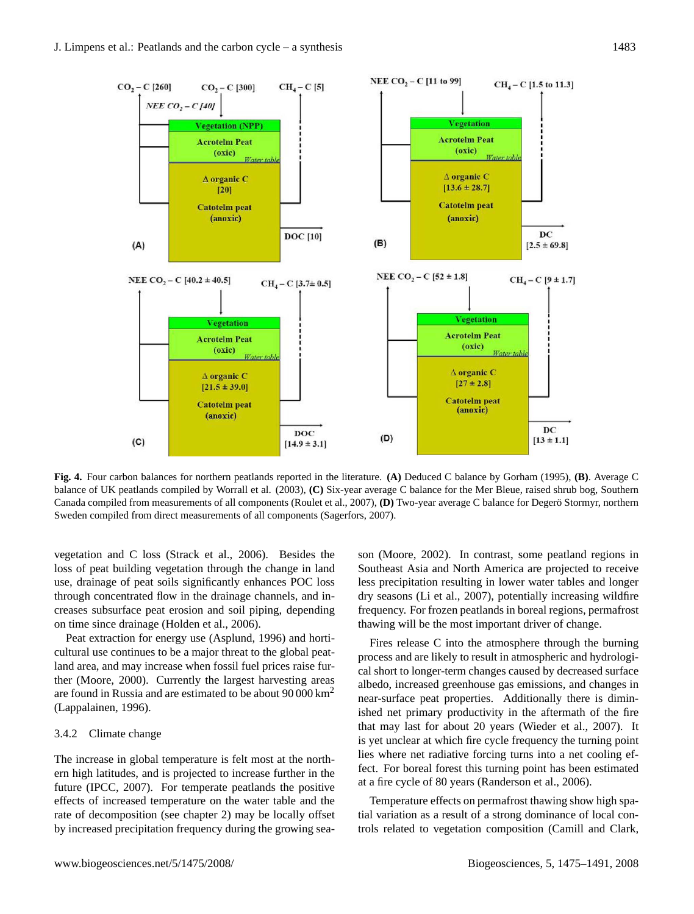**Fig. 4.** Four carbon balances for northern peatlands reported in the literature. **(A)** Deduced C balance by Gorham (1995), **(B)**. Average C balance of UK peatlands compiled by Worrall et al. (2003), **(C)** Six-year average C balance for the Mer Bleue, raised shrub bog, Southern Canada compiled from measurements of all components (Roulet et al., 2007), **(D)** Two-year average C balance for Degerö Stormyr, northern Sweden compiled from direct measurements of all components (Sagerfors, 2007).

vegetation and C loss (Strack et al., 2006). Besides the loss of peat building vegetation through the change in land use, drainage of peat soils significantly enhances POC loss through concentrated flow in the drainage channels, and increases subsurface peat erosion and soil piping, depending on time since drainage (Holden et al., 2006).

Peat extraction for energy use (Asplund, 1996) and horticultural use continues to be a major threat to the global peatland area, and may increase when fossil fuel prices raise further (Moore, 2000). Currently the largest harvesting areas are found in Russia and are estimated to be about 90 000 $km^2$ (Lappalainen, 1996).

### 3.4.2 Climate change

The increase in global temperature is felt most at the northern high latitudes, and is projected to increase further in the future (IPCC, 2007). For temperate peatlands the positive effects of increased temperature on the water table and the rate of decomposition (see chapter 2) may be locally offset by increased precipitation frequency during the growing season (Moore, 2002). In contrast, some peatland regions in Southeast Asia and North America are projected to receive less precipitation resulting in lower water tables and longer dry seasons (Li et al., 2007), potentially increasing wildfire frequency. For frozen peatlands in boreal regions, permafrost thawing will be the most important driver of change.

Fires release C into the atmosphere through the burning process and are likely to result in atmospheric and hydrological short to longer-term changes caused by decreased surface albedo, increased greenhouse gas emissions, and changes in near-surface peat properties. Additionally there is diminished net primary productivity in the aftermath of the fire that may last for about 20 years (Wieder et al., 2007). It is yet unclear at which fire cycle frequency the turning point lies where net radiative forcing turns into a net cooling effect. For boreal forest this turning point has been estimated at a fire cycle of 80 years (Randerson et al., 2006).

Temperature effects on permafrost thawing show high spatial variation as a result of a strong dominance of local controls related to vegetation composition (Camill and Clark,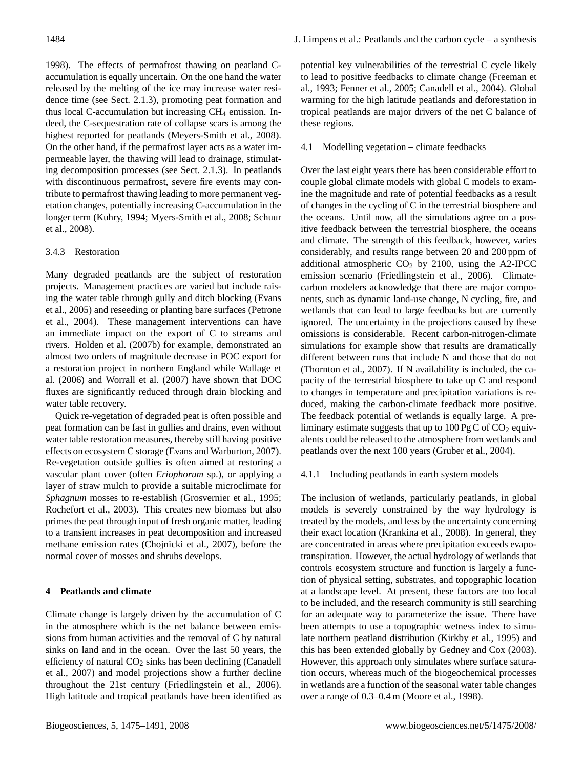1998). The effects of permafrost thawing on peatland C-accumulation is equally uncertain. On the one hand the water released by the melting of the ice may increase water residence time (see Sect. 2.1.3), promoting peat formation and thus local C-accumulation but increasing $CH_4$ emission. Indeed, the C-sequestration rate of collapse scars is among the highest reported for peatlands (Meyers-Smith et al., 2008). On the other hand, if the permafrost layer acts as a water impermeable layer, the thawing will lead to drainage, stimulating decomposition processes (see Sect. 2.1.3). In peatlands with discontinuous permafrost, severe fire events may contribute to permafrost thawing leading to more permanent vegetation changes, potentially increasing C-accumulation in the longer term (Kuhry, 1994; Myers-Smith et al., 2008; Schuur et al., 2008).

#### 3.4.3 Restoration

Many degraded peatlands are the subject of restoration projects. Management practices are varied but include raising the water table through gully and ditch blocking (Evans et al., 2005) and reseeding or planting bare surfaces (Petrone et al., 2004). These management interventions can have an immediate impact on the export of C to streams and rivers. Holden et al. (2007b) for example, demonstrated an almost two orders of magnitude decrease in POC export for a restoration project in northern England while Wallage et al. (2006) and Worrall et al. (2007) have shown that DOC fluxes are significantly reduced through drain blocking and water table recovery.

Quick re-vegetation of degraded peat is often possible and peat formation can be fast in gullies and drains, even without water table restoration measures, thereby still having positive effects on ecosystem C storage (Evans and Warburton, 2007). Re-vegetation outside gullies is often aimed at restoring a vascular plant cover (often *Eriophorum* sp.), or applying a layer of straw mulch to provide a suitable microclimate for *Sphagnum* mosses to re-establish (Grosvernier et al., 1995; Rochefort et al., 2003). This creates new biomass but also primes the peat through input of fresh organic matter, leading to a transient increases in peat decomposition and increased methane emission rates (Chojnicki et al., 2007), before the normal cover of mosses and shrubs develops.

## 4 Peatlands and climate

Climate change is largely driven by the accumulation of C in the atmosphere which is the net balance between emissions from human activities and the removal of C by natural sinks on land and in the ocean. Over the last 50 years, the efficiency of natural $CO_2$ sinks has been declining (Canadell et al., 2007) and model projections show a further decline throughout the 21st century (Friedlingstein et al., 2006). High latitude and tropical peatlands have been identified as potential key vulnerabilities of the terrestrial C cycle likely to lead to positive feedbacks to climate change (Freeman et al., 1993; Fenner et al., 2005; Canadell et al., 2004). Global warming for the high latitude peatlands and deforestation in tropical peatlands are major drivers of the net C balance of these regions.

### 4.1 Modelling vegetation – climate feedbacks

Over the last eight years there has been considerable effort to couple global climate models with global C models to examine the magnitude and rate of potential feedbacks as a result of changes in the cycling of C in the terrestrial biosphere and the oceans. Until now, all the simulations agree on a positive feedback between the terrestrial biosphere, the oceans and climate. The strength of this feedback, however, varies considerably, and results range between 20 and 200 ppm of additional atmospheric $CO_2$ by 2100, using the A2-IPCC emission scenario (Friedlingstein et al., 2006). Climate-carbon modelers acknowledge that there are major components, such as dynamic land-use change, N cycling, fire, and wetlands that can lead to large feedbacks but are currently ignored. The uncertainty in the projections caused by these omissions is considerable. Recent carbon-nitrogen-climate simulations for example show that results are dramatically different between runs that include N and those that do not (Thornton et al., 2007). If N availability is included, the capacity of the terrestrial biosphere to take up C and respond to changes in temperature and precipitation variations is reduced, making the carbon-climate feedback more positive. The feedback potential of wetlands is equally large. A preliminary estimate suggests that up to 100 Pg C of $CO_2$ equivalents could be released to the atmosphere from wetlands and peatlands over the next 100 years (Gruber et al., 2004).

#### 4.1.1 Including peatlands in earth system models

The inclusion of wetlands, particularly peatlands, in global models is severely constrained by the way hydrology is treated by the models, and less by the uncertainty concerning their exact location (Krankina et al., 2008). In general, they are concentrated in areas where precipitation exceeds evapotranspiration. However, the actual hydrology of wetlands that controls ecosystem structure and function is largely a function of physical setting, substrates, and topographic location at a landscape level. At present, these factors are too local to be included, and the research community is still searching for an adequate way to parameterize the issue. There have been attempts to use a topographic wetness index to simulate northern peatland distribution (Kirkby et al., 1995) and this has been extended globally by Gedney and Cox (2003). However, this approach only simulates where surface saturation occurs, whereas much of the biogeochemical processes in wetlands are a function of the seasonal water table changes over a range of 0.3–0.4 m (Moore et al., 1998).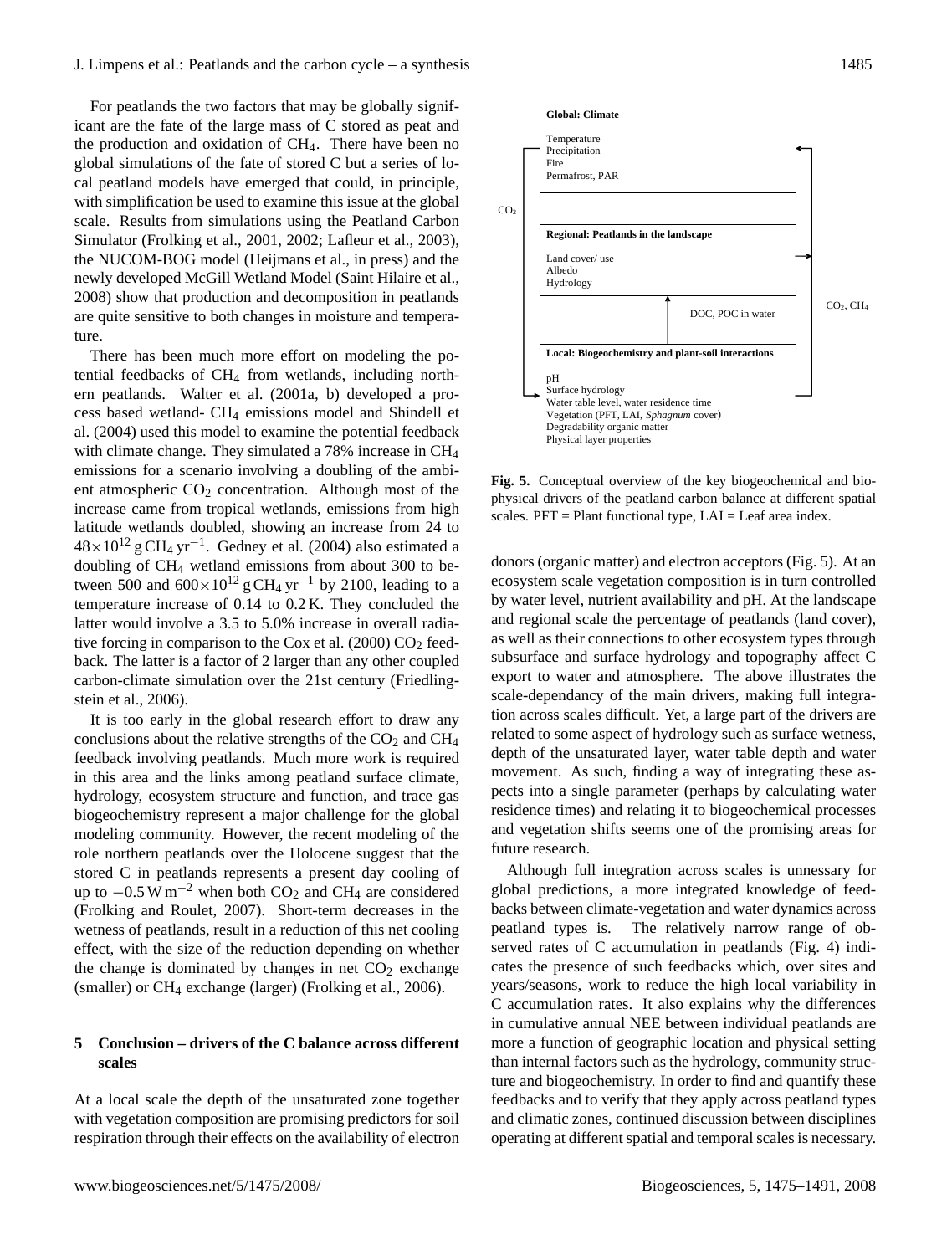For peatlands the two factors that may be globally significant are the fate of the large mass of C stored as peat and the production and oxidation of $CH_4$. There have been no global simulations of the fate of stored C but a series of local peatland models have emerged that could, in principle, with simplification be used to examine this issue at the global scale. Results from simulations using the Peatland Carbon Simulator (Frolking et al., 2001, 2002; Lafleur et al., 2003), the NUCOM-BOG model (Heijmans et al., in press) and the newly developed McGill Wetland Model (Saint Hilaire et al., 2008) show that production and decomposition in peatlands are quite sensitive to both changes in moisture and temperature.

There has been much more effort on modeling the potential feedbacks of $CH_4$ from wetlands, including northern peatlands. Walter et al. (2001a, b) developed a process based wetland- $CH_4$ emissions model and Shindell et al. (2004) used this model to examine the potential feedback with climate change. They simulated a 78% increase in $CH_4$ emissions for a scenario involving a doubling of the ambient atmospheric $CO_2$ concentration. Although most of the increase came from tropical wetlands, emissions from high latitude wetlands doubled, showing an increase from 24 to $48\times10^{12}$ g $CH_4$ yr$^{-1}$. Gedney et al. (2004) also estimated a doubling of $CH_4$ wetland emissions from about 300 to between 500 and $600\times10^{12}$ g $CH_4$ yr$^{-1}$ by 2100, leading to a temperature increase of 0.14 to 0.2 K. They concluded the latter would involve a 3.5 to 5.0% increase in overall radiative forcing in comparison to the Cox et al. (2000) $CO_2$ feedback. The latter is a factor of 2 larger than any other coupled carbon-climate simulation over the 21st century (Friedlingstein et al., 2006).

It is too early in the global research effort to draw any conclusions about the relative strengths of the $CO_2$ and $CH_4$ feedback involving peatlands. Much more work is required in this area and the links among peatland surface climate, hydrology, ecosystem structure and function, and trace gas biogeochemistry represent a major challenge for the global modeling community. However, the recent modeling of the role northern peatlands over the Holocene suggest that the stored C in peatlands represents a present day cooling of up to $-0.5$ W m$^{-2}$ when both $CO_2$ and $CH_4$ are considered (Frolking and Roulet, 2007). Short-term decreases in the wetness of peatlands, result in a reduction of this net cooling effect, with the size of the reduction depending on whether the change is dominated by changes in net $CO_2$ exchange (smaller) or $CH_4$ exchange (larger) (Frolking et al., 2006).

## 5 Conclusion – drivers of the C balance across different scales

At a local scale the depth of the unsaturated zone together with vegetation composition are promising predictors for soil respiration through their effects on the availability of electron donors (organic matter) and electron acceptors (Fig. 5). At an ecosystem scale vegetation composition is in turn controlled by water level, nutrient availability and pH. At the landscape and regional scale the percentage of peatlands (land cover), as well as their connections to other ecosystem types through subsurface and surface hydrology and topography affect C export to water and atmosphere. The above illustrates the scale-dependancy of the main drivers, making full integration across scales difficult. Yet, a large part of the drivers are related to some aspect of hydrology such as surface wetness, depth of the unsaturated layer, water table depth and water movement. As such, finding a way of integrating these aspects into a single parameter (perhaps by calculating water residence times) and relating it to biogeochemical processes and vegetation shifts seems one of the promising areas for future research.

Although full integration across scales is unnessary for global predictions, a more integrated knowledge of feedbacks between climate-vegetation and water dynamics across peatland types is. The relatively narrow range of observed rates of C accumulation in peatlands (Fig. 4) indicates the presence of such feedbacks which, over sites and years/seasons, work to reduce the high local variability in C accumulation rates. It also explains why the differences in cumulative annual NEE between individual peatlands are more a function of geographic location and physical setting than internal factors such as the hydrology, community structure and biogeochemistry. In order to find and quantify these feedbacks and to verify that they apply across peatland types and climatic zones, continued discussion between disciplines operating at different spatial and temporal scales is necessary.

**Global: Climate**

Temperature
Precipitation
Fire
Permafrost, PAR

**Regional: Peatlands in the landscape**

Land cover/ use
Albedo
Hydrology

**Local: Biogeochemistry and plant-soil interactions**

pH
Surface hydrology
Water table level, water residence time
Vegetation (PFT, LAI, *Sphagnum* cover)
Degradability organic matter
Physical layer properties

$CO_2$ — DOC, POC in water — $CO_2$, $CH_4$

**Fig. 5.** Conceptual overview of the key biogeochemical and biophysical drivers of the peatland carbon balance at different spatial scales. PFT = Plant functional type, LAI = Leaf area index.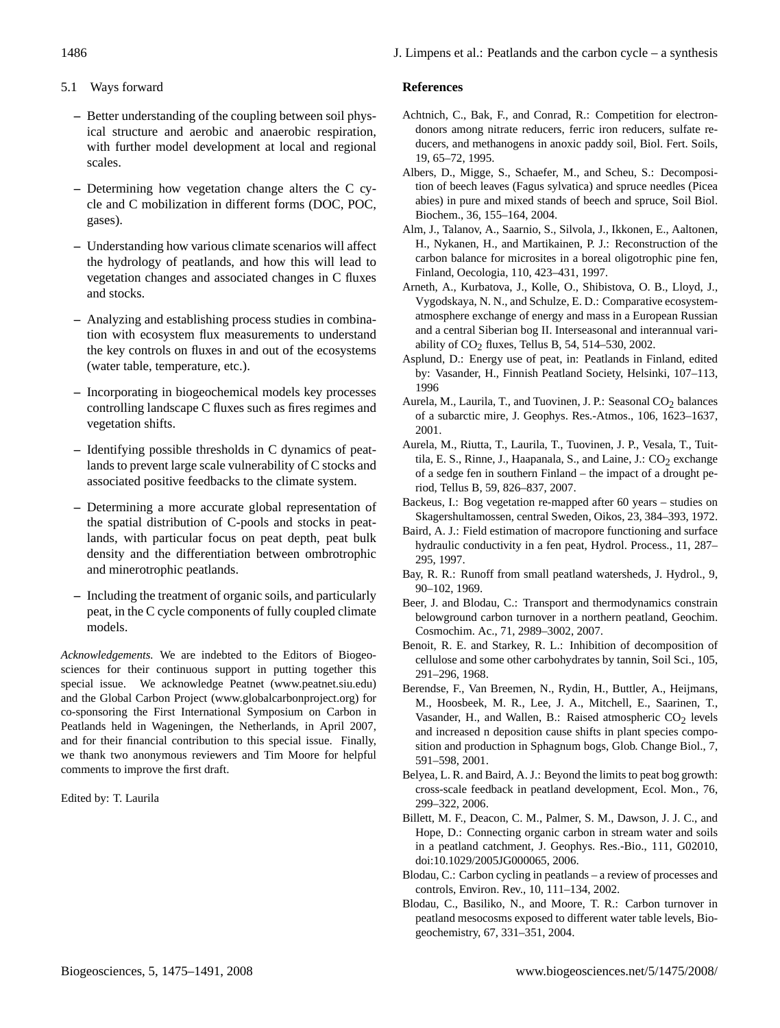### 5.1 Ways forward

- Better understanding of the coupling between soil physical structure and aerobic and anaerobic respiration, with further model development at local and regional scales.
- Determining how vegetation change alters the C cycle and C mobilization in different forms (DOC, POC, gases).
- Understanding how various climate scenarios will affect the hydrology of peatlands, and how this will lead to vegetation changes and associated changes in C fluxes and stocks.
- Analyzing and establishing process studies in combination with ecosystem flux measurements to understand the key controls on fluxes in and out of the ecosystems (water table, temperature, etc.).
- Incorporating in biogeochemical models key processes controlling landscape C fluxes such as fires regimes and vegetation shifts.
- Identifying possible thresholds in C dynamics of peatlands to prevent large scale vulnerability of C stocks and associated positive feedbacks to the climate system.
- Determining a more accurate global representation of the spatial distribution of C-pools and stocks in peatlands, with particular focus on peat depth, peat bulk density and the differentiation between ombrotrophic and minerotrophic peatlands.
- Including the treatment of organic soils, and particularly peat, in the C cycle components of fully coupled climate models.

*Acknowledgements.* We are indebted to the Editors of Biogeosciences for their continuous support in putting together this special issue. We acknowledge Peatnet (www.peatnet.siu.edu) and the Global Carbon Project (www.globalcarbonproject.org) for co-sponsoring the First International Symposium on Carbon in Peatlands held in Wageningen, the Netherlands, in April 2007, and for their financial contribution to this special issue. Finally, we thank two anonymous reviewers and Tim Moore for helpful comments to improve the first draft.

Edited by: T. Laurila

## References

Achtnich, C., Bak, F., and Conrad, R.: Competition for electron-donors among nitrate reducers, ferric iron reducers, sulfate reducers, and methanogens in anoxic paddy soil, Biol. Fert. Soils, 19, 65–72, 1995.

Albers, D., Migge, S., Schaefer, M., and Scheu, S.: Decomposition of beech leaves (Fagus sylvatica) and spruce needles (Picea abies) in pure and mixed stands of beech and spruce, Soil Biol. Biochem., 36, 155–164, 2004.

Alm, J., Talanov, A., Saarnio, S., Silvola, J., Ikkonen, E., Aaltonen, H., Nykanen, H., and Martikainen, P. J.: Reconstruction of the carbon balance for microsites in a boreal oligotrophic pine fen, Finland, Oecologia, 110, 423–431, 1997.

Arneth, A., Kurbatova, J., Kolle, O., Shibistova, O. B., Lloyd, J., Vygodskaya, N. N., and Schulze, E. D.: Comparative ecosystem-atmosphere exchange of energy and mass in a European Russian and a central Siberian bog II. Interseasonal and interannual variability of $CO_2$ fluxes, Tellus B, 54, 514–530, 2002.

Asplund, D.: Energy use of peat, in: Peatlands in Finland, edited by: Vasander, H., Finnish Peatland Society, Helsinki, 107–113, 1996

Aurela, M., Laurila, T., and Tuovinen, J. P.: Seasonal $CO_2$ balances of a subarctic mire, J. Geophys. Res.-Atmos., 106, 1623–1637, 2001.

Aurela, M., Riutta, T., Laurila, T., Tuovinen, J. P., Vesala, T., Tuittila, E. S., Rinne, J., Haapanala, S., and Laine, J.: $CO_2$ exchange of a sedge fen in southern Finland – the impact of a drought period, Tellus B, 59, 826–837, 2007.

Backeus, I.: Bog vegetation re-mapped after 60 years – studies on Skagershultamossen, central Sweden, Oikos, 23, 384–393, 1972.

Baird, A. J.: Field estimation of macropore functioning and surface hydraulic conductivity in a fen peat, Hydrol. Process., 11, 287–295, 1997.

Bay, R. R.: Runoff from small peatland watersheds, J. Hydrol., 9, 90–102, 1969.

Beer, J. and Blodau, C.: Transport and thermodynamics constrain belowground carbon turnover in a northern peatland, Geochim. Cosmochim. Ac., 71, 2989–3002, 2007.

Benoit, R. E. and Starkey, R. L.: Inhibition of decomposition of cellulose and some other carbohydrates by tannin, Soil Sci., 105, 291–296, 1968.

Berendse, F., Van Breemen, N., Rydin, H., Buttler, A., Heijmans, M., Hoosbeek, M. R., Lee, J. A., Mitchell, E., Saarinen, T., Vasander, H., and Wallen, B.: Raised atmospheric $CO_2$ levels and increased n deposition cause shifts in plant species composition and production in Sphagnum bogs, Glob. Change Biol., 7, 591–598, 2001.

Belyea, L. R. and Baird, A. J.: Beyond the limits to peat bog growth: cross-scale feedback in peatland development, Ecol. Mon., 76, 299–322, 2006.

Billett, M. F., Deacon, C. M., Palmer, S. M., Dawson, J. J. C., and Hope, D.: Connecting organic carbon in stream water and soils in a peatland catchment, J. Geophys. Res.-Bio., 111, G02010, doi:10.1029/2005JG000065, 2006.

Blodau, C.: Carbon cycling in peatlands – a review of processes and controls, Environ. Rev., 10, 111–134, 2002.

Blodau, C., Basiliko, N., and Moore, T. R.: Carbon turnover in peatland mesocosms exposed to different water table levels, Biogeochemistry, 67, 331–351, 2004.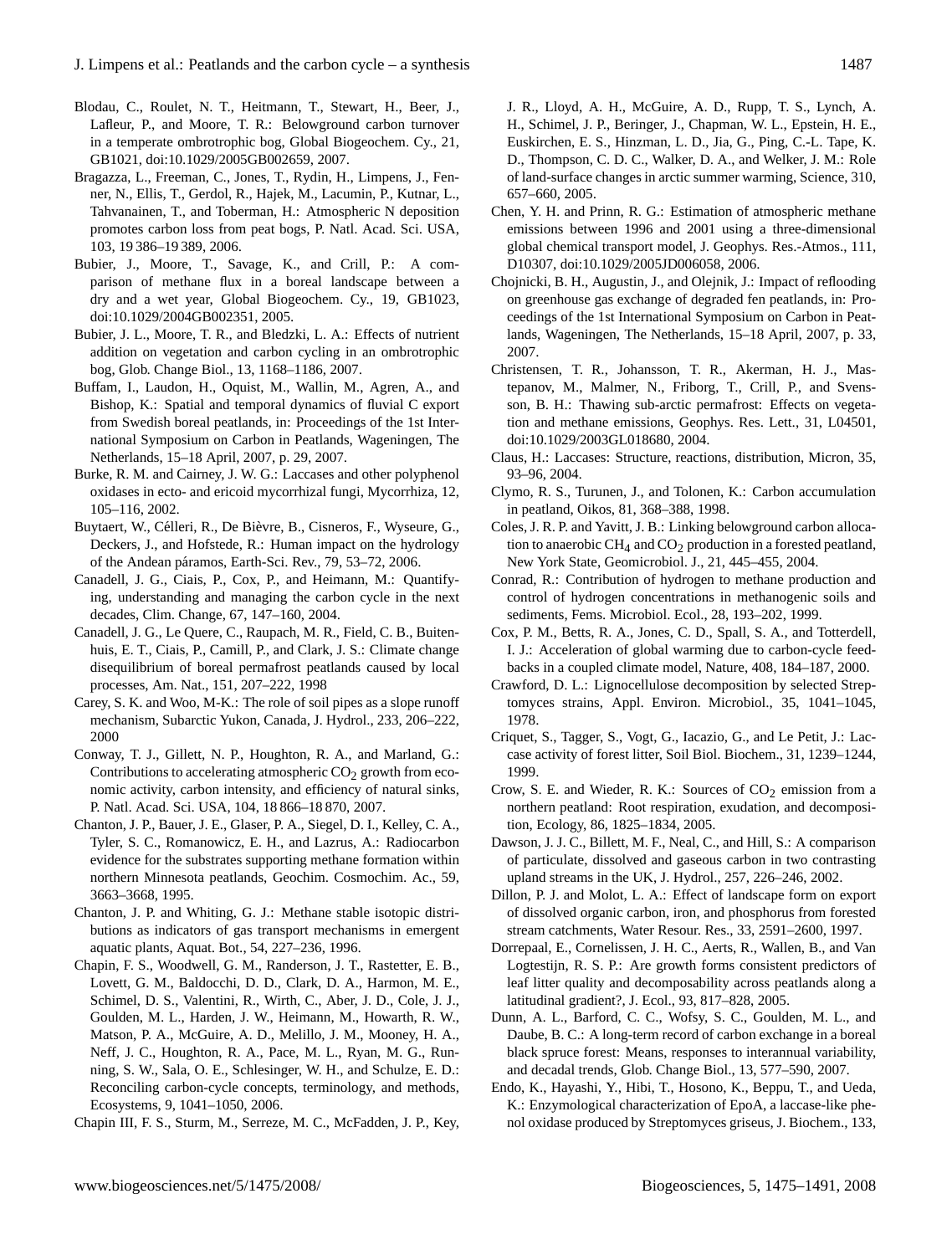Blodau, C., Roulet, N. T., Heitmann, T., Stewart, H., Beer, J., Lafleur, P., and Moore, T. R.: Belowground carbon turnover in a temperate ombrotrophic bog, Global Biogeochem. Cy., 21, GB1021, doi:10.1029/2005GB002659, 2007.

Bragazza, L., Freeman, C., Jones, T., Rydin, H., Limpens, J., Fenner, N., Ellis, T., Gerdol, R., Hajek, M., Lacumin, P., Kutnar, L., Tahvanainen, T., and Toberman, H.: Atmospheric N deposition promotes carbon loss from peat bogs, P. Natl. Acad. Sci. USA, 103, 19 386–19 389, 2006.

Bubier, J., Moore, T., Savage, K., and Crill, P.: A comparison of methane flux in a boreal landscape between a dry and a wet year, Global Biogeochem. Cy., 19, GB1023, doi:10.1029/2004GB002351, 2005.

Bubier, J. L., Moore, T. R., and Bledzki, L. A.: Effects of nutrient addition on vegetation and carbon cycling in an ombrotrophic bog, Glob. Change Biol., 13, 1168–1186, 2007.

Buffam, I., Laudon, H., Oquist, M., Wallin, M., Agren, A., and Bishop, K.: Spatial and temporal dynamics of fluvial C export from Swedish boreal peatlands, in: Proceedings of the 1st International Symposium on Carbon in Peatlands, Wageningen, The Netherlands, 15–18 April, 2007, p. 29, 2007.

Burke, R. M. and Cairney, J. W. G.: Laccases and other polyphenol oxidases in ecto- and ericoid mycorrhizal fungi, Mycorrhiza, 12, 105–116, 2002.

Buytaert, W., Célleri, R., De Bièvre, B., Cisneros, F., Wyseure, G., Deckers, J., and Hofstede, R.: Human impact on the hydrology of the Andean páramos, Earth-Sci. Rev., 79, 53–72, 2006.

Canadell, J. G., Ciais, P., Cox, P., and Heimann, M.: Quantifying, understanding and managing the carbon cycle in the next decades, Clim. Change, 67, 147–160, 2004.

Canadell, J. G., Le Quere, C., Raupach, M. R., Field, C. B., Buitenhuis, E. T., Ciais, P., Camill, P., and Clark, J. S.: Climate change disequilibrium of boreal permafrost peatlands caused by local processes, Am. Nat., 151, 207–222, 1998

Carey, S. K. and Woo, M-K.: The role of soil pipes as a slope runoff mechanism, Subarctic Yukon, Canada, J. Hydrol., 233, 206–222, 2000

Conway, T. J., Gillett, N. P., Houghton, R. A., and Marland, G.: Contributions to accelerating atmospheric $CO_2$ growth from economic activity, carbon intensity, and efficiency of natural sinks, P. Natl. Acad. Sci. USA, 104, 18 866–18 870, 2007.

Chanton, J. P., Bauer, J. E., Glaser, P. A., Siegel, D. I., Kelley, C. A., Tyler, S. C., Romanowicz, E. H., and Lazrus, A.: Radiocarbon evidence for the substrates supporting methane formation within northern Minnesota peatlands, Geochim. Cosmochim. Ac., 59, 3663–3668, 1995.

Chanton, J. P. and Whiting, G. J.: Methane stable isotopic distributions as indicators of gas transport mechanisms in emergent aquatic plants, Aquat. Bot., 54, 227–236, 1996.

Chapin, F. S., Woodwell, G. M., Randerson, J. T., Rastetter, E. B., Lovett, G. M., Baldocchi, D. D., Clark, D. A., Harmon, M. E., Schimel, D. S., Valentini, R., Wirth, C., Aber, J. D., Cole, J. J., Goulden, M. L., Harden, J. W., Heimann, M., Howarth, R. W., Matson, P. A., McGuire, A. D., Melillo, J. M., Mooney, H. A., Neff, J. C., Houghton, R. A., Pace, M. L., Ryan, M. G., Running, S. W., Sala, O. E., Schlesinger, W. H., and Schulze, E. D.: Reconciling carbon-cycle concepts, terminology, and methods, Ecosystems, 9, 1041–1050, 2006.

Chapin III, F. S., Sturm, M., Serreze, M. C., McFadden, J. P., Key, J. R., Lloyd, A. H., McGuire, A. D., Rupp, T. S., Lynch, A. H., Schimel, J. P., Beringer, J., Chapman, W. L., Epstein, H. E., Euskirchen, E. S., Hinzman, L. D., Jia, G., Ping, C.-L. Tape, K. D., Thompson, C. D. C., Walker, D. A., and Welker, J. M.: Role of land-surface changes in arctic summer warming, Science, 310, 657–660, 2005.

Chen, Y. H. and Prinn, R. G.: Estimation of atmospheric methane emissions between 1996 and 2001 using a three-dimensional global chemical transport model, J. Geophys. Res.-Atmos., 111, D10307, doi:10.1029/2005JD006058, 2006.

Chojnicki, B. H., Augustin, J., and Olejnik, J.: Impact of reflooding on greenhouse gas exchange of degraded fen peatlands, in: Proceedings of the 1st International Symposium on Carbon in Peatlands, Wageningen, The Netherlands, 15–18 April, 2007, p. 33, 2007.

Christensen, T. R., Johansson, T. R., Akerman, H. J., Mastepanov, M., Malmer, N., Friborg, T., Crill, P., and Svensson, B. H.: Thawing sub-arctic permafrost: Effects on vegetation and methane emissions, Geophys. Res. Lett., 31, L04501, doi:10.1029/2003GL018680, 2004.

Claus, H.: Laccases: Structure, reactions, distribution, Micron, 35, 93–96, 2004.

Clymo, R. S., Turunen, J., and Tolonen, K.: Carbon accumulation in peatland, Oikos, 81, 368–388, 1998.

Coles, J. R. P. and Yavitt, J. B.: Linking belowground carbon allocation to anaerobic $CH_4$ and $CO_2$ production in a forested peatland, New York State, Geomicrobiol. J., 21, 445–455, 2004.

Conrad, R.: Contribution of hydrogen to methane production and control of hydrogen concentrations in methanogenic soils and sediments, Fems. Microbiol. Ecol., 28, 193–202, 1999.

Cox, P. M., Betts, R. A., Jones, C. D., Spall, S. A., and Totterdell, I. J.: Acceleration of global warming due to carbon-cycle feedbacks in a coupled climate model, Nature, 408, 184–187, 2000.

Crawford, D. L.: Lignocellulose decomposition by selected Streptomyces strains, Appl. Environ. Microbiol., 35, 1041–1045, 1978.

Criquet, S., Tagger, S., Vogt, G., Iacazio, G., and Le Petit, J.: Laccase activity of forest litter, Soil Biol. Biochem., 31, 1239–1244, 1999.

Crow, S. E. and Wieder, R. K.: Sources of $CO_2$ emission from a northern peatland: Root respiration, exudation, and decomposition, Ecology, 86, 1825–1834, 2005.

Dawson, J. J. C., Billett, M. F., Neal, C., and Hill, S.: A comparison of particulate, dissolved and gaseous carbon in two contrasting upland streams in the UK, J. Hydrol., 257, 226–246, 2002.

Dillon, P. J. and Molot, L. A.: Effect of landscape form on export of dissolved organic carbon, iron, and phosphorus from forested stream catchments, Water Resour. Res., 33, 2591–2600, 1997.

Dorrepaal, E., Cornelissen, J. H. C., Aerts, R., Wallen, B., and Van Logtestijn, R. S. P.: Are growth forms consistent predictors of leaf litter quality and decomposability across peatlands along a latitudinal gradient?, J. Ecol., 93, 817–828, 2005.

Dunn, A. L., Barford, C. C., Wofsy, S. C., Goulden, M. L., and Daube, B. C.: A long-term record of carbon exchange in a boreal black spruce forest: Means, responses to interannual variability, and decadal trends, Glob. Change Biol., 13, 577–590, 2007.

Endo, K., Hayashi, Y., Hibi, T., Hosono, K., Beppu, T., and Ueda, K.: Enzymological characterization of EpoA, a laccase-like phenol oxidase produced by Streptomyces griseus, J. Biochem., 133,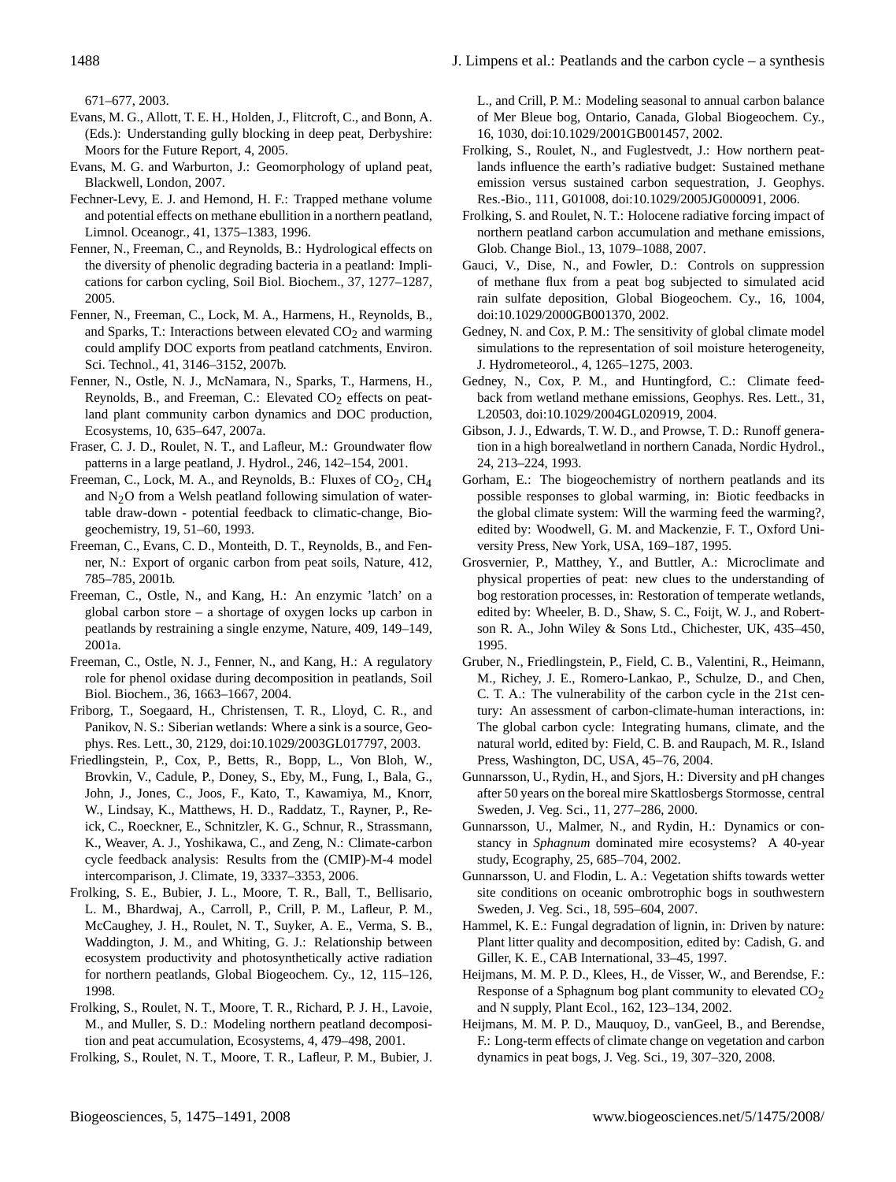671–677, 2003.

Evans, M. G., Allott, T. E. H., Holden, J., Flitcroft, C., and Bonn, A. (Eds.): Understanding gully blocking in deep peat, Derbyshire: Moors for the Future Report, 4, 2005.

Evans, M. G. and Warburton, J.: Geomorphology of upland peat, Blackwell, London, 2007.

Fechner-Levy, E. J. and Hemond, H. F.: Trapped methane volume and potential effects on methane ebullition in a northern peatland, Limnol. Oceanogr., 41, 1375–1383, 1996.

Fenner, N., Freeman, C., and Reynolds, B.: Hydrological effects on the diversity of phenolic degrading bacteria in a peatland: Implications for carbon cycling, Soil Biol. Biochem., 37, 1277–1287, 2005.

Fenner, N., Freeman, C., Lock, M. A., Harmens, H., Reynolds, B., and Sparks, T.: Interactions between elevated $CO_2$ and warming could amplify DOC exports from peatland catchments, Environ. Sci. Technol., 41, 3146–3152, 2007b.

Fenner, N., Ostle, N. J., McNamara, N., Sparks, T., Harmens, H., Reynolds, B., and Freeman, C.: Elevated $CO_2$ effects on peatland plant community carbon dynamics and DOC production, Ecosystems, 10, 635–647, 2007a.

Fraser, C. J. D., Roulet, N. T., and Lafleur, M.: Groundwater flow patterns in a large peatland, J. Hydrol., 246, 142–154, 2001.

Freeman, C., Lock, M. A., and Reynolds, B.: Fluxes of $CO_2$, $CH_4$ and $N_2O$ from a Welsh peatland following simulation of water-table draw-down - potential feedback to climatic-change, Biogeochemistry, 19, 51–60, 1993.

Freeman, C., Evans, C. D., Monteith, D. T., Reynolds, B., and Fenner, N.: Export of organic carbon from peat soils, Nature, 412, 785–785, 2001b.

Freeman, C., Ostle, N., and Kang, H.: An enzymic 'latch' on a global carbon store – a shortage of oxygen locks up carbon in peatlands by restraining a single enzyme, Nature, 409, 149–149, 2001a.

Freeman, C., Ostle, N. J., Fenner, N., and Kang, H.: A regulatory role for phenol oxidase during decomposition in peatlands, Soil Biol. Biochem., 36, 1663–1667, 2004.

Friborg, T., Soegaard, H., Christensen, T. R., Lloyd, C. R., and Panikov, N. S.: Siberian wetlands: Where a sink is a source, Geophys. Res. Lett., 30, 2129, doi:10.1029/2003GL017797, 2003.

Friedlingstein, P., Cox, P., Betts, R., Bopp, L., Von Bloh, W., Brovkin, V., Cadule, P., Doney, S., Eby, M., Fung, I., Bala, G., John, J., Jones, C., Joos, F., Kato, T., Kawamiya, M., Knorr, W., Lindsay, K., Matthews, H. D., Raddatz, T., Rayner, P., Reick, C., Roeckner, E., Schnitzler, K. G., Schnur, R., Strassmann, K., Weaver, A. J., Yoshikawa, C., and Zeng, N.: Climate-carbon cycle feedback analysis: Results from the (CMIP)-M-4 model intercomparison, J. Climate, 19, 3337–3353, 2006.

Frolking, S. E., Bubier, J. L., Moore, T. R., Ball, T., Bellisario, L. M., Bhardwaj, A., Carroll, P., Crill, P. M., Lafleur, P. M., McCaughey, J. H., Roulet, N. T., Suyker, A. E., Verma, S. B., Waddington, J. M., and Whiting, G. J.: Relationship between ecosystem productivity and photosynthetically active radiation for northern peatlands, Global Biogeochem. Cy., 12, 115–126, 1998.

Frolking, S., Roulet, N. T., Moore, T. R., Richard, P. J. H., Lavoie, M., and Muller, S. D.: Modeling northern peatland decomposition and peat accumulation, Ecosystems, 4, 479–498, 2001.

Frolking, S., Roulet, N. T., Moore, T. R., Lafleur, P. M., Bubier, J. L., and Crill, P. M.: Modeling seasonal to annual carbon balance of Mer Bleue bog, Ontario, Canada, Global Biogeochem. Cy., 16, 1030, doi:10.1029/2001GB001457, 2002.

Frolking, S., Roulet, N., and Fuglestvedt, J.: How northern peatlands influence the earth's radiative budget: Sustained methane emission versus sustained carbon sequestration, J. Geophys. Res.-Bio., 111, G01008, doi:10.1029/2005JG000091, 2006.

Frolking, S. and Roulet, N. T.: Holocene radiative forcing impact of northern peatland carbon accumulation and methane emissions, Glob. Change Biol., 13, 1079–1088, 2007.

Gauci, V., Dise, N., and Fowler, D.: Controls on suppression of methane flux from a peat bog subjected to simulated acid rain sulfate deposition, Global Biogeochem. Cy., 16, 1004, doi:10.1029/2000GB001370, 2002.

Gedney, N. and Cox, P. M.: The sensitivity of global climate model simulations to the representation of soil moisture heterogeneity, J. Hydrometeorol., 4, 1265–1275, 2003.

Gedney, N., Cox, P. M., and Huntingford, C.: Climate feedback from wetland methane emissions, Geophys. Res. Lett., 31, L20503, doi:10.1029/2004GL020919, 2004.

Gibson, J. J., Edwards, T. W. D., and Prowse, T. D.: Runoff generation in a high borealwetland in northern Canada, Nordic Hydrol., 24, 213–224, 1993.

Gorham, E.: The biogeochemistry of northern peatlands and its possible responses to global warming, in: Biotic feedbacks in the global climate system: Will the warming feed the warming?, edited by: Woodwell, G. M. and Mackenzie, F. T., Oxford University Press, New York, USA, 169–187, 1995.

Grosvernier, P., Matthey, Y., and Buttler, A.: Microclimate and physical properties of peat: new clues to the understanding of bog restoration processes, in: Restoration of temperate wetlands, edited by: Wheeler, B. D., Shaw, S. C., Foijt, W. J., and Robertson R. A., John Wiley & Sons Ltd., Chichester, UK, 435–450, 1995.

Gruber, N., Friedlingstein, P., Field, C. B., Valentini, R., Heimann, M., Richey, J. E., Romero-Lankao, P., Schulze, D., and Chen, C. T. A.: The vulnerability of the carbon cycle in the 21st century: An assessment of carbon-climate-human interactions, in: The global carbon cycle: Integrating humans, climate, and the natural world, edited by: Field, C. B. and Raupach, M. R., Island Press, Washington, DC, USA, 45–76, 2004.

Gunnarsson, U., Rydin, H., and Sjors, H.: Diversity and pH changes after 50 years on the boreal mire Skattlosbergs Stormosse, central Sweden, J. Veg. Sci., 11, 277–286, 2000.

Gunnarsson, U., Malmer, N., and Rydin, H.: Dynamics or constancy in *Sphagnum* dominated mire ecosystems? A 40-year study, Ecography, 25, 685–704, 2002.

Gunnarsson, U. and Flodin, L. A.: Vegetation shifts towards wetter site conditions on oceanic ombrotrophic bogs in southwestern Sweden, J. Veg. Sci., 18, 595–604, 2007.

Hammel, K. E.: Fungal degradation of lignin, in: Driven by nature: Plant litter quality and decomposition, edited by: Cadish, G. and Giller, K. E., CAB International, 33–45, 1997.

Heijmans, M. M. P. D., Klees, H., de Visser, W., and Berendse, F.: Response of a Sphagnum bog plant community to elevated $CO_2$ and N supply, Plant Ecol., 162, 123–134, 2002.

Heijmans, M. M. P. D., Mauquoy, D., vanGeel, B., and Berendse, F.: Long-term effects of climate change on vegetation and carbon dynamics in peat bogs, J. Veg. Sci., 19, 307–320, 2008.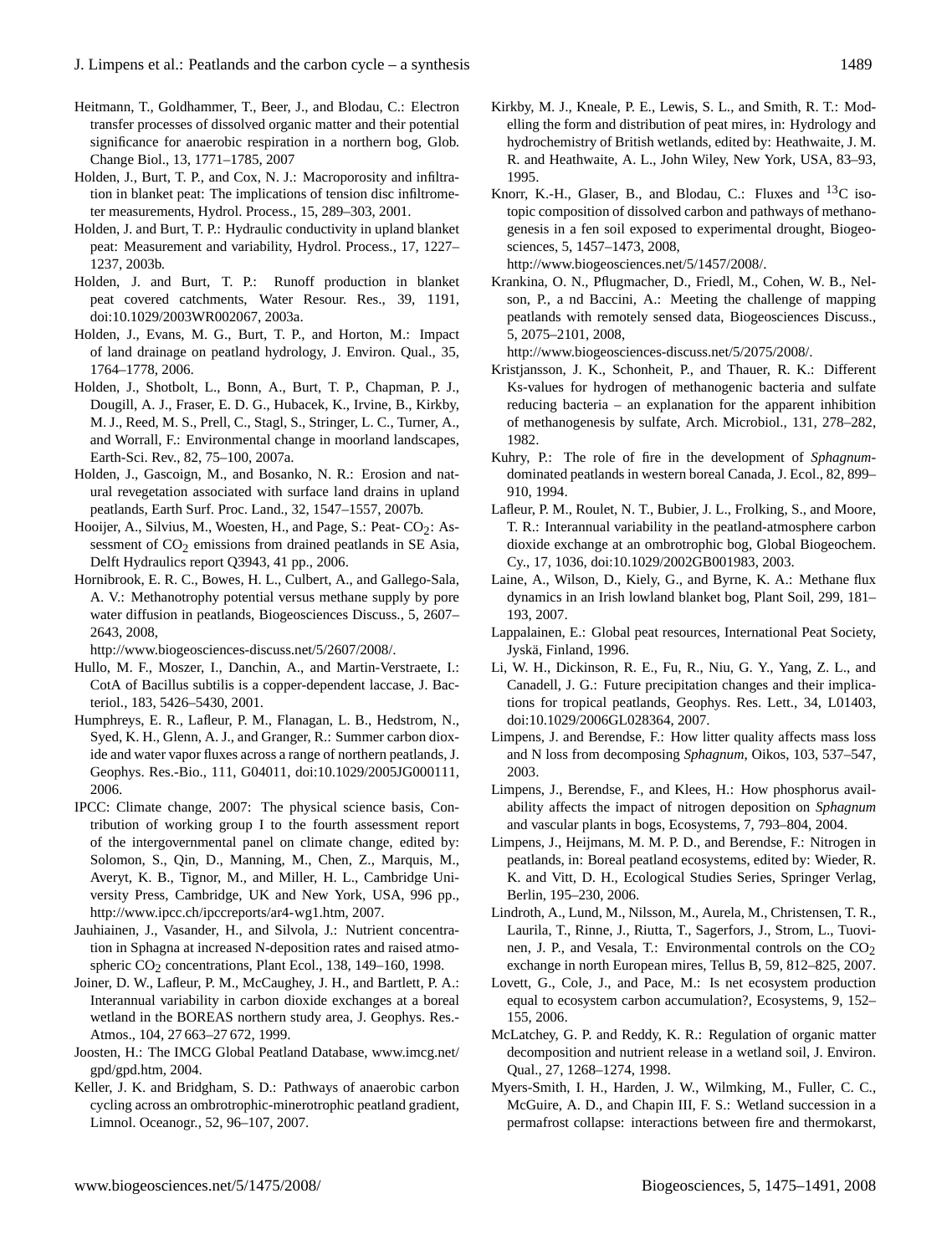Heitmann, T., Goldhammer, T., Beer, J., and Blodau, C.: Electron transfer processes of dissolved organic matter and their potential significance for anaerobic respiration in a northern bog, Glob. Change Biol., 13, 1771–1785, 2007

Holden, J., Burt, T. P., and Cox, N. J.: Macroporosity and infiltration in blanket peat: The implications of tension disc infiltrometer measurements, Hydrol. Process., 15, 289–303, 2001.

Holden, J. and Burt, T. P.: Hydraulic conductivity in upland blanket peat: Measurement and variability, Hydrol. Process., 17, 1227–1237, 2003b.

Holden, J. and Burt, T. P.: Runoff production in blanket peat covered catchments, Water Resour. Res., 39, 1191, doi:10.1029/2003WR002067, 2003a.

Holden, J., Evans, M. G., Burt, T. P., and Horton, M.: Impact of land drainage on peatland hydrology, J. Environ. Qual., 35, 1764–1778, 2006.

Holden, J., Shotbolt, L., Bonn, A., Burt, T. P., Chapman, P. J., Dougill, A. J., Fraser, E. D. G., Hubacek, K., Irvine, B., Kirkby, M. J., Reed, M. S., Prell, C., Stagl, S., Stringer, L. C., Turner, A., and Worrall, F.: Environmental change in moorland landscapes, Earth-Sci. Rev., 82, 75–100, 2007a.

Holden, J., Gascoign, M., and Bosanko, N. R.: Erosion and natural revegetation associated with surface land drains in upland peatlands, Earth Surf. Proc. Land., 32, 1547–1557, 2007b.

Hooijer, A., Silvius, M., Woesten, H., and Page, S.: Peat- $CO_2$: Assessment of $CO_2$ emissions from drained peatlands in SE Asia, Delft Hydraulics report Q3943, 41 pp., 2006.

Hornibrook, E. R. C., Bowes, H. L., Culbert, A., and Gallego-Sala, A. V.: Methanotrophy potential versus methane supply by pore water diffusion in peatlands, Biogeosciences Discuss., 5, 2607–2643, 2008, http://www.biogeosciences-discuss.net/5/2607/2008/.

Hullo, M. F., Moszer, I., Danchin, A., and Martin-Verstraete, I.: CotA of Bacillus subtilis is a copper-dependent laccase, J. Bacteriol., 183, 5426–5430, 2001.

Humphreys, E. R., Lafleur, P. M., Flanagan, L. B., Hedstrom, N., Syed, K. H., Glenn, A. J., and Granger, R.: Summer carbon dioxide and water vapor fluxes across a range of northern peatlands, J. Geophys. Res.-Bio., 111, G04011, doi:10.1029/2005JG000111, 2006.

IPCC: Climate change, 2007: The physical science basis, Contribution of working group I to the fourth assessment report of the intergovernmental panel on climate change, edited by: Solomon, S., Qin, D., Manning, M., Chen, Z., Marquis, M., Averyt, K. B., Tignor, M., and Miller, H. L., Cambridge University Press, Cambridge, UK and New York, USA, 996 pp., http://www.ipcc.ch/ipccreports/ar4-wg1.htm, 2007.

Jauhiainen, J., Vasander, H., and Silvola, J.: Nutrient concentration in Sphagna at increased N-deposition rates and raised atmospheric $CO_2$ concentrations, Plant Ecol., 138, 149–160, 1998.

Joiner, D. W., Lafleur, P. M., McCaughey, J. H., and Bartlett, P. A.: Interannual variability in carbon dioxide exchanges at a boreal wetland in the BOREAS northern study area, J. Geophys. Res.-Atmos., 104, 27 663–27 672, 1999.

Joosten, H.: The IMCG Global Peatland Database, www.imcg.net/gpd/gpd.htm, 2004.

Keller, J. K. and Bridgham, S. D.: Pathways of anaerobic carbon cycling across an ombrotrophic-minerotrophic peatland gradient, Limnol. Oceanogr., 52, 96–107, 2007.

Kirkby, M. J., Kneale, P. E., Lewis, S. L., and Smith, R. T.: Modelling the form and distribution of peat mires, in: Hydrology and hydrochemistry of British wetlands, edited by: Heathwaite, J. M. R. and Heathwaite, A. L., John Wiley, New York, USA, 83–93, 1995.

Knorr, K.-H., Glaser, B., and Blodau, C.: Fluxes and $^{13}C$ isotopic composition of dissolved carbon and pathways of methanogenesis in a fen soil exposed to experimental drought, Biogeosciences, 5, 1457–1473, 2008, http://www.biogeosciences.net/5/1457/2008/.

Krankina, O. N., Pflugmacher, D., Friedl, M., Cohen, W. B., Nelson, P., a nd Baccini, A.: Meeting the challenge of mapping peatlands with remotely sensed data, Biogeosciences Discuss., 5, 2075–2101, 2008, http://www.biogeosciences-discuss.net/5/2075/2008/.

Kristjansson, J. K., Schonheit, P., and Thauer, R. K.: Different Ks-values for hydrogen of methanogenic bacteria and sulfate reducing bacteria – an explanation for the apparent inhibition of methanogenesis by sulfate, Arch. Microbiol., 131, 278–282, 1982.

Kuhry, P.: The role of fire in the development of *Sphagnum*-dominated peatlands in western boreal Canada, J. Ecol., 82, 899–910, 1994.

Lafleur, P. M., Roulet, N. T., Bubier, J. L., Frolking, S., and Moore, T. R.: Interannual variability in the peatland-atmosphere carbon dioxide exchange at an ombrotrophic bog, Global Biogeochem. Cy., 17, 1036, doi:10.1029/2002GB001983, 2003.

Laine, A., Wilson, D., Kiely, G., and Byrne, K. A.: Methane flux dynamics in an Irish lowland blanket bog, Plant Soil, 299, 181–193, 2007.

Lappalainen, E.: Global peat resources, International Peat Society, Jyskä, Finland, 1996.

Li, W. H., Dickinson, R. E., Fu, R., Niu, G. Y., Yang, Z. L., and Canadell, J. G.: Future precipitation changes and their implications for tropical peatlands, Geophys. Res. Lett., 34, L01403, doi:10.1029/2006GL028364, 2007.

Limpens, J. and Berendse, F.: How litter quality affects mass loss and N loss from decomposing *Sphagnum*, Oikos, 103, 537–547, 2003.

Limpens, J., Berendse, F., and Klees, H.: How phosphorus availability affects the impact of nitrogen deposition on *Sphagnum* and vascular plants in bogs, Ecosystems, 7, 793–804, 2004.

Limpens, J., Heijmans, M. M. P. D., and Berendse, F.: Nitrogen in peatlands, in: Boreal peatland ecosystems, edited by: Wieder, R. K. and Vitt, D. H., Ecological Studies Series, Springer Verlag, Berlin, 195–230, 2006.

Lindroth, A., Lund, M., Nilsson, M., Aurela, M., Christensen, T. R., Laurila, T., Rinne, J., Riutta, T., Sagerfors, J., Strom, L., Tuovinen, J. P., and Vesala, T.: Environmental controls on the $CO_2$ exchange in north European mires, Tellus B, 59, 812–825, 2007.

Lovett, G., Cole, J., and Pace, M.: Is net ecosystem production equal to ecosystem carbon accumulation?, Ecosystems, 9, 152–155, 2006.

McLatchey, G. P. and Reddy, K. R.: Regulation of organic matter decomposition and nutrient release in a wetland soil, J. Environ. Qual., 27, 1268–1274, 1998.

Myers-Smith, I. H., Harden, J. W., Wilmking, M., Fuller, C. C., McGuire, A. D., and Chapin III, F. S.: Wetland succession in a permafrost collapse: interactions between fire and thermokarst,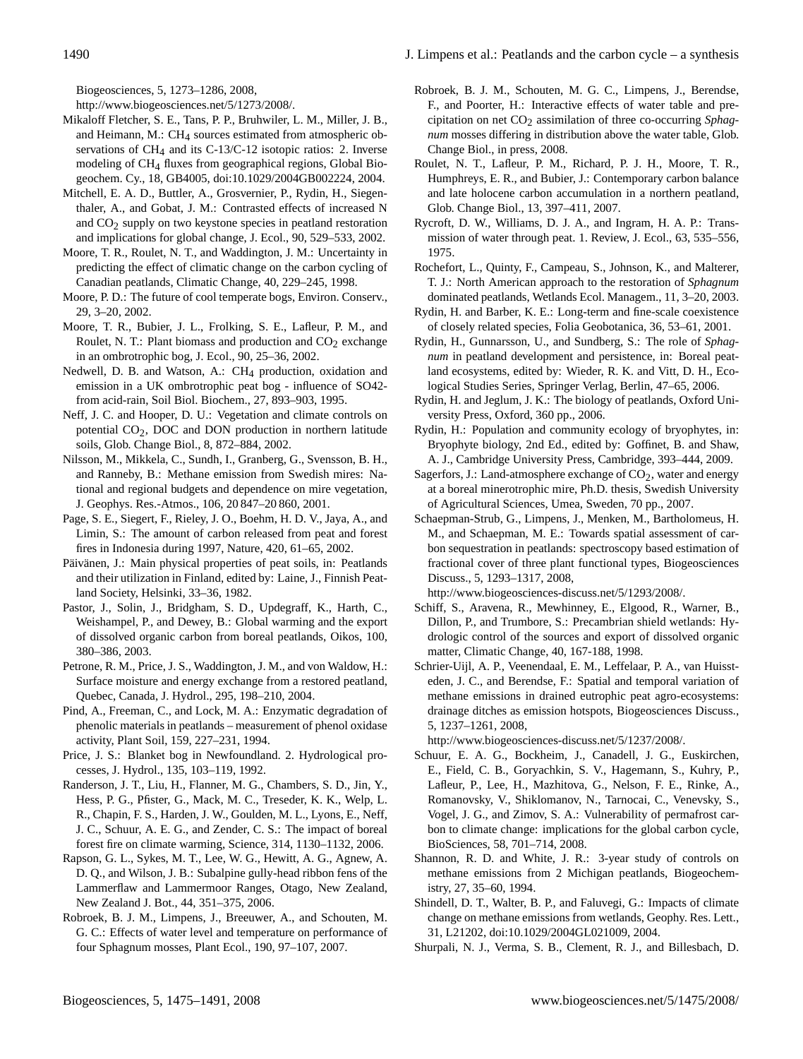Biogeosciences, 5, 1273–1286, 2008, http://www.biogeosciences.net/5/1273/2008/.

Mikaloff Fletcher, S. E., Tans, P. P., Bruhwiler, L. M., Miller, J. B., and Heimann, M.: $CH_4$ sources estimated from atmospheric observations of $CH_4$ and its C-13/C-12 isotopic ratios: 2. Inverse modeling of $CH_4$ fluxes from geographical regions, Global Biogeochem. Cy., 18, GB4005, doi:10.1029/2004GB002224, 2004.

Mitchell, E. A. D., Buttler, A., Grosvernier, P., Rydin, H., Siegenthaler, A., and Gobat, J. M.: Contrasted effects of increased N and $CO_2$ supply on two keystone species in peatland restoration and implications for global change, J. Ecol., 90, 529–533, 2002.

Moore, T. R., Roulet, N. T., and Waddington, J. M.: Uncertainty in predicting the effect of climatic change on the carbon cycling of Canadian peatlands, Climatic Change, 40, 229–245, 1998.

Moore, P. D.: The future of cool temperate bogs, Environ. Conserv., 29, 3–20, 2002.

Moore, T. R., Bubier, J. L., Frolking, S. E., Lafleur, P. M., and Roulet, N. T.: Plant biomass and production and $CO_2$ exchange in an ombrotrophic bog, J. Ecol., 90, 25–36, 2002.

Nedwell, D. B. and Watson, A.: $CH_4$ production, oxidation and emission in a UK ombrotrophic peat bog - influence of SO42-from acid-rain, Soil Biol. Biochem., 27, 893–903, 1995.

Neff, J. C. and Hooper, D. U.: Vegetation and climate controls on potential $CO_2$, DOC and DON production in northern latitude soils, Glob. Change Biol., 8, 872–884, 2002.

Nilsson, M., Mikkela, C., Sundh, I., Granberg, G., Svensson, B. H., and Ranneby, B.: Methane emission from Swedish mires: National and regional budgets and dependence on mire vegetation, J. Geophys. Res.-Atmos., 106, 20 847–20 860, 2001.

Page, S. E., Siegert, F., Rieley, J. O., Boehm, H. D. V., Jaya, A., and Limin, S.: The amount of carbon released from peat and forest fires in Indonesia during 1997, Nature, 420, 61–65, 2002.

Päivänen, J.: Main physical properties of peat soils, in: Peatlands and their utilization in Finland, edited by: Laine, J., Finnish Peatland Society, Helsinki, 33–36, 1982.

Pastor, J., Solin, J., Bridgham, S. D., Updegraff, K., Harth, C., Weishampel, P., and Dewey, B.: Global warming and the export of dissolved organic carbon from boreal peatlands, Oikos, 100, 380–386, 2003.

Petrone, R. M., Price, J. S., Waddington, J. M., and von Waldow, H.: Surface moisture and energy exchange from a restored peatland, Quebec, Canada, J. Hydrol., 295, 198–210, 2004.

Pind, A., Freeman, C., and Lock, M. A.: Enzymatic degradation of phenolic materials in peatlands – measurement of phenol oxidase activity, Plant Soil, 159, 227–231, 1994.

Price, J. S.: Blanket bog in Newfoundland. 2. Hydrological processes, J. Hydrol., 135, 103–119, 1992.

Randerson, J. T., Liu, H., Flanner, M. G., Chambers, S. D., Jin, Y., Hess, P. G., Pfister, G., Mack, M. C., Treseder, K. K., Welp, L. R., Chapin, F. S., Harden, J. W., Goulden, M. L., Lyons, E., Neff, J. C., Schuur, A. E. G., and Zender, C. S.: The impact of boreal forest fire on climate warming, Science, 314, 1130–1132, 2006.

Rapson, G. L., Sykes, M. T., Lee, W. G., Hewitt, A. G., Agnew, A. D. Q., and Wilson, J. B.: Subalpine gully-head ribbon fens of the Lammerflaw and Lammermoor Ranges, Otago, New Zealand, New Zealand J. Bot., 44, 351–375, 2006.

Robroek, B. J. M., Limpens, J., Breeuwer, A., and Schouten, M. G. C.: Effects of water level and temperature on performance of four Sphagnum mosses, Plant Ecol., 190, 97–107, 2007.

Robroek, B. J. M., Schouten, M. G. C., Limpens, J., Berendse, F., and Poorter, H.: Interactive effects of water table and precipitation on net $CO_2$ assimilation of three co-occurring *Sphagnum* mosses differing in distribution above the water table, Glob. Change Biol., in press, 2008.

Roulet, N. T., Lafleur, P. M., Richard, P. J. H., Moore, T. R., Humphreys, E. R., and Bubier, J.: Contemporary carbon balance and late holocene carbon accumulation in a northern peatland, Glob. Change Biol., 13, 397–411, 2007.

Rycroft, D. W., Williams, D. J. A., and Ingram, H. A. P.: Transmission of water through peat. 1. Review, J. Ecol., 63, 535–556, 1975.

Rochefort, L., Quinty, F., Campeau, S., Johnson, K., and Malterer, T. J.: North American approach to the restoration of *Sphagnum* dominated peatlands, Wetlands Ecol. Managem., 11, 3–20, 2003.

Rydin, H. and Barber, K. E.: Long-term and fine-scale coexistence of closely related species, Folia Geobotanica, 36, 53–61, 2001.

Rydin, H., Gunnarsson, U., and Sundberg, S.: The role of *Sphagnum* in peatland development and persistence, in: Boreal peatland ecosystems, edited by: Wieder, R. K. and Vitt, D. H., Ecological Studies Series, Springer Verlag, Berlin, 47–65, 2006.

Rydin, H. and Jeglum, J. K.: The biology of peatlands, Oxford University Press, Oxford, 360 pp., 2006.

Rydin, H.: Population and community ecology of bryophytes, in: Bryophyte biology, 2nd Ed., edited by: Goffinet, B. and Shaw, A. J., Cambridge University Press, Cambridge, 393–444, 2009.

Sagerfors, J.: Land-atmosphere exchange of $CO_2$, water and energy at a boreal minerotrophic mire, Ph.D. thesis, Swedish University of Agricultural Sciences, Umea, Sweden, 70 pp., 2007.

Schaepman-Strub, G., Limpens, J., Menken, M., Bartholomeus, H. M., and Schaepman, M. E.: Towards spatial assessment of carbon sequestration in peatlands: spectroscopy based estimation of fractional cover of three plant functional types, Biogeosciences Discuss., 5, 1293–1317, 2008, http://www.biogeosciences-discuss.net/5/1293/2008/.

Schiff, S., Aravena, R., Mewhinney, E., Elgood, R., Warner, B., Dillon, P., and Trumbore, S.: Precambrian shield wetlands: Hydrologic control of the sources and export of dissolved organic matter, Climatic Change, 40, 167-188, 1998.

Schrier-Uijl, A. P., Veenendaal, E. M., Leffelaar, P. A., van Huissteden, J. C., and Berendse, F.: Spatial and temporal variation of methane emissions in drained eutrophic peat agro-ecosystems: drainage ditches as emission hotspots, Biogeosciences Discuss., 5, 1237–1261, 2008, http://www.biogeosciences-discuss.net/5/1237/2008/.

Schuur, E. A. G., Bockheim, J., Canadell, J. G., Euskirchen, E., Field, C. B., Goryachkin, S. V., Hagemann, S., Kuhry, P., Lafleur, P., Lee, H., Mazhitova, G., Nelson, F. E., Rinke, A., Romanovsky, V., Shiklomanov, N., Tarnocai, C., Venevsky, S., Vogel, J. G., and Zimov, S. A.: Vulnerability of permafrost carbon to climate change: implications for the global carbon cycle, BioSciences, 58, 701–714, 2008.

Shannon, R. D. and White, J. R.: 3-year study of controls on methane emissions from 2 Michigan peatlands, Biogeochemistry, 27, 35–60, 1994.

Shindell, D. T., Walter, B. P., and Faluvegi, G.: Impacts of climate change on methane emissions from wetlands, Geophy. Res. Lett., 31, L21202, doi:10.1029/2004GL021009, 2004.

Shurpali, N. J., Verma, S. B., Clement, R. J., and Billesbach, D.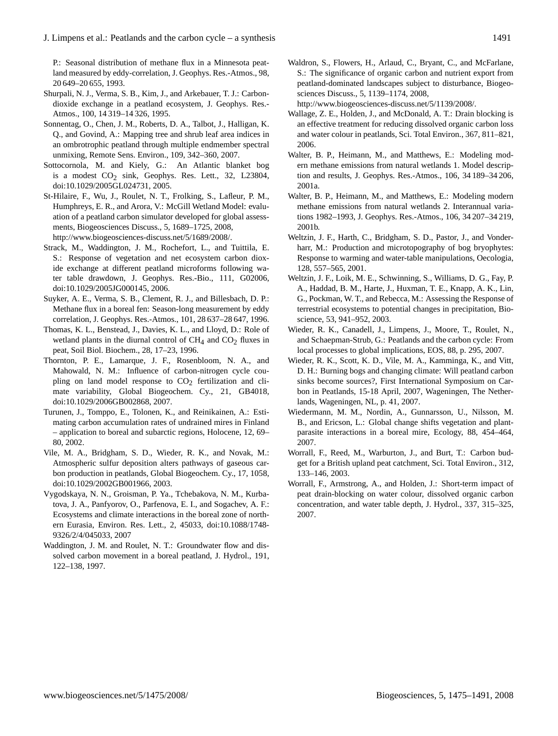P.: Seasonal distribution of methane flux in a Minnesota peatland measured by eddy-correlation, J. Geophys. Res.-Atmos., 98, 20 649–20 655, 1993.

Shurpali, N. J., Verma, S. B., Kim, J., and Arkebauer, T. J.: Carbon-dioxide exchange in a peatland ecosystem, J. Geophys. Res.-Atmos., 100, 14 319–14 326, 1995.

Sonnentag, O., Chen, J. M., Roberts, D. A., Talbot, J., Halligan, K. Q., and Govind, A.: Mapping tree and shrub leaf area indices in an ombrotrophic peatland through multiple endmember spectral unmixing, Remote Sens. Environ., 109, 342–360, 2007.

Sottocornola, M. and Kiely, G.: An Atlantic blanket bog is a modest $CO_2$ sink, Geophys. Res. Lett., 32, L23804, doi:10.1029/2005GL024731, 2005.

St-Hilaire, F., Wu, J., Roulet, N. T., Frolking, S., Lafleur, P. M., Humphreys, E. R., and Arora, V.: McGill Wetland Model: evaluation of a peatland carbon simulator developed for global assessments, Biogeosciences Discuss., 5, 1689–1725, 2008, http://www.biogeosciences-discuss.net/5/1689/2008/.

Strack, M., Waddington, J. M., Rochefort, L., and Tuittila, E. S.: Response of vegetation and net ecosystem carbon dioxide exchange at different peatland microforms following water table drawdown, J. Geophys. Res.-Bio., 111, G02006, doi:10.1029/2005JG000145, 2006.

Suyker, A. E., Verma, S. B., Clement, R. J., and Billesbach, D. P.: Methane flux in a boreal fen: Season-long measurement by eddy correlation, J. Geophys. Res.-Atmos., 101, 28 637–28 647, 1996.

Thomas, K. L., Benstead, J., Davies, K. L., and Lloyd, D.: Role of wetland plants in the diurnal control of $CH_4$ and $CO_2$ fluxes in peat, Soil Biol. Biochem., 28, 17–23, 1996.

Thornton, P. E., Lamarque, J. F., Rosenbloom, N. A., and Mahowald, N. M.: Influence of carbon-nitrogen cycle coupling on land model response to $CO_2$ fertilization and climate variability, Global Biogeochem. Cy., 21, GB4018, doi:10.1029/2006GB002868, 2007.

Turunen, J., Tomppo, E., Tolonen, K., and Reinikainen, A.: Estimating carbon accumulation rates of undrained mires in Finland – application to boreal and subarctic regions, Holocene, 12, 69–80, 2002.

Vile, M. A., Bridgham, S. D., Wieder, R. K., and Novak, M.: Atmospheric sulfur deposition alters pathways of gaseous carbon production in peatlands, Global Biogeochem. Cy., 17, 1058, doi:10.1029/2002GB001966, 2003.

Vygodskaya, N. N., Groisman, P. Ya., Tchebakova, N. M., Kurbatova, J. A., Panfyorov, O., Parfenova, E. I., and Sogachev, A. F.: Ecosystems and climate interactions in the boreal zone of northern Eurasia, Environ. Res. Lett., 2, 45033, doi:10.1088/1748-9326/2/4/045033, 2007

Waddington, J. M. and Roulet, N. T.: Groundwater flow and dissolved carbon movement in a boreal peatland, J. Hydrol., 191, 122–138, 1997.

Waldron, S., Flowers, H., Arlaud, C., Bryant, C., and McFarlane, S.: The significance of organic carbon and nutrient export from peatland-dominated landscapes subject to disturbance, Biogeosciences Discuss., 5, 1139–1174, 2008, http://www.biogeosciences-discuss.net/5/1139/2008/.

Wallage, Z. E., Holden, J., and McDonald, A. T.: Drain blocking is an effective treatment for reducing dissolved organic carbon loss and water colour in peatlands, Sci. Total Environ., 367, 811–821, 2006.

Walter, B. P., Heimann, M., and Matthews, E.: Modeling modern methane emissions from natural wetlands 1. Model description and results, J. Geophys. Res.-Atmos., 106, 34 189–34 206, 2001a.

Walter, B. P., Heimann, M., and Matthews, E.: Modeling modern methane emissions from natural wetlands 2. Interannual variations 1982–1993, J. Geophys. Res.-Atmos., 106, 34 207–34 219, 2001b.

Weltzin, J. F., Harth, C., Bridgham, S. D., Pastor, J., and Vonderharr, M.: Production and microtopography of bog bryophytes: Response to warming and water-table manipulations, Oecologia, 128, 557–565, 2001.

Weltzin, J. F., Loik, M. E., Schwinning, S., Williams, D. G., Fay, P. A., Haddad, B. M., Harte, J., Huxman, T. E., Knapp, A. K., Lin, G., Pockman, W. T., and Rebecca, M.: Assessing the Response of terrestrial ecosystems to potential changes in precipitation, Bioscience, 53, 941–952, 2003.

Wieder, R. K., Canadell, J., Limpens, J., Moore, T., Roulet, N., and Schaepman-Strub, G.: Peatlands and the carbon cycle: From local processes to global implications, EOS, 88, p. 295, 2007.

Wieder, R. K., Scott, K. D., Vile, M. A., Kamminga, K., and Vitt, D. H.: Burning bogs and changing climate: Will peatland carbon sinks become sources?, First International Symposium on Carbon in Peatlands, 15-18 April, 2007, Wageningen, The Netherlands, Wageningen, NL, p. 41, 2007.

Wiedermann, M. M., Nordin, A., Gunnarsson, U., Nilsson, M. B., and Ericson, L.: Global change shifts vegetation and plant-parasite interactions in a boreal mire, Ecology, 88, 454–464, 2007.

Worrall, F., Reed, M., Warburton, J., and Burt, T.: Carbon budget for a British upland peat catchment, Sci. Total Environ., 312, 133–146, 2003.

Worrall, F., Armstrong, A., and Holden, J.: Short-term impact of peat drain-blocking on water colour, dissolved organic carbon concentration, and water table depth, J. Hydrol., 337, 315–325, 2007.